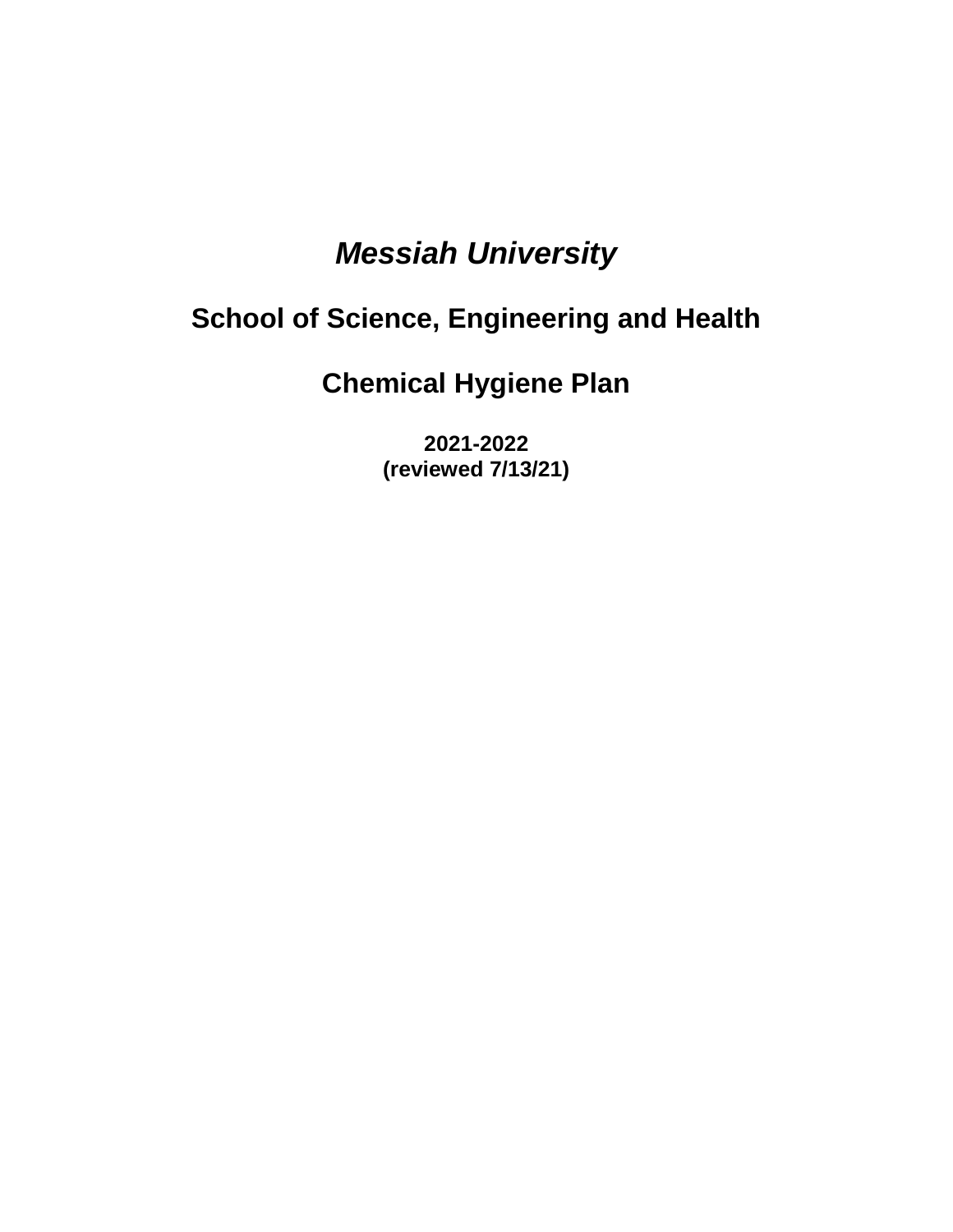# *Messiah University*

## School of Science, Engineering and Health

## Chemical Hygiene Plan

**2021-2022**
**(reviewed 7/13/21)**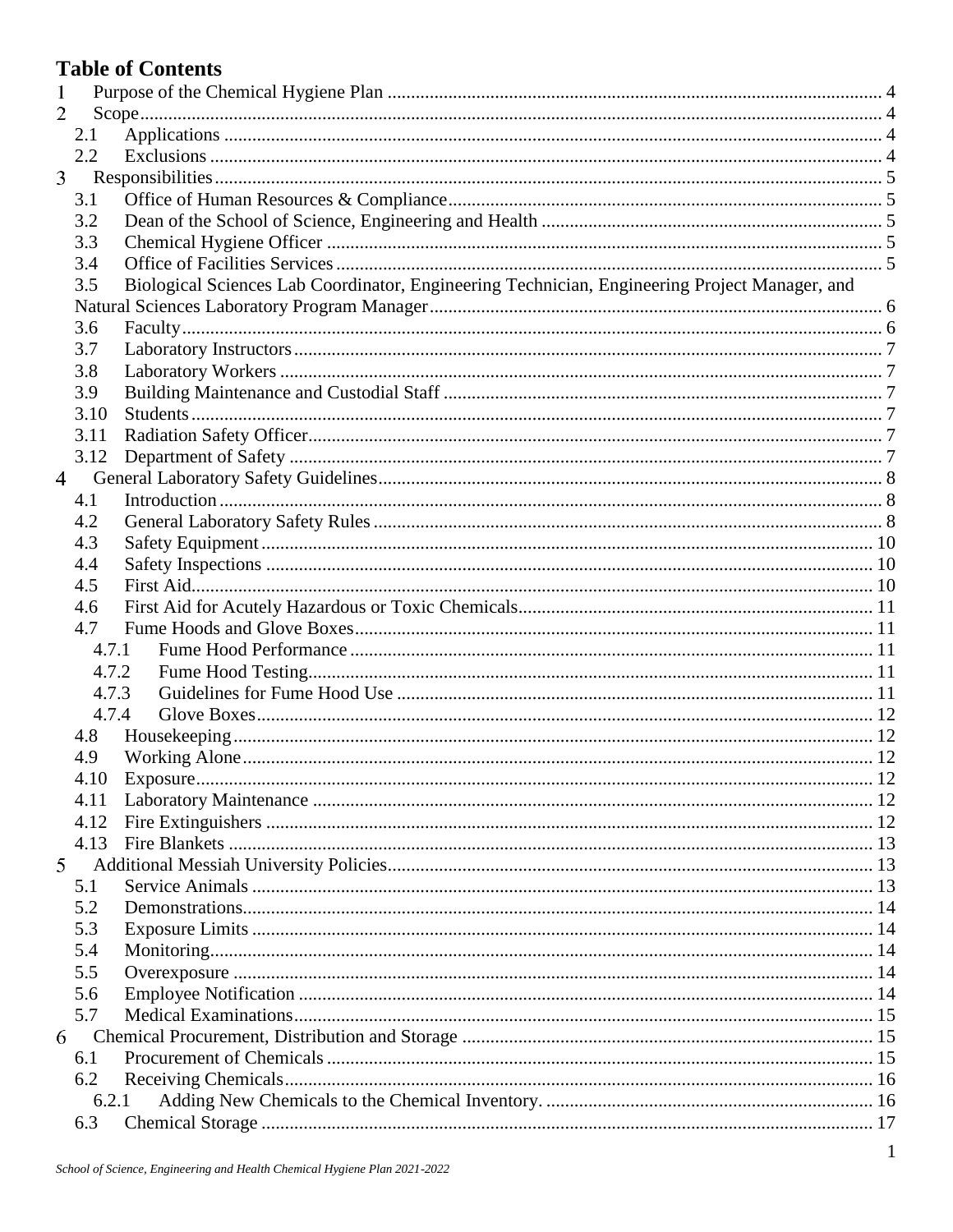# Table of Contents

1 Purpose of the Chemical Hygiene Plan ........................................................................................ 4
2 Scope............................................................................................................................................ 4
  2.1 Applications .......................................................................................................................... 4
  2.2 Exclusions ............................................................................................................................. 4
3 Responsibilities............................................................................................................................ 5
  3.1 Office of Human Resources & Compliance........................................................................... 5
  3.2 Dean of the School of Science, Engineering and Health ....................................................... 5
  3.3 Chemical Hygiene Officer ..................................................................................................... 5
  3.4 Office of Facilities Services .................................................................................................. 5
  3.5 Biological Sciences Lab Coordinator, Engineering Technician, Engineering Project Manager, and Natural Sciences Laboratory Program Manager................................................................................ 6
  3.6 Faculty.................................................................................................................................... 6
  3.7 Laboratory Instructors............................................................................................................ 7
  3.8 Laboratory Workers ............................................................................................................... 7
  3.9 Building Maintenance and Custodial Staff ............................................................................ 7
  3.10 Students................................................................................................................................. 7
  3.11 Radiation Safety Officer........................................................................................................ 7
  3.12 Department of Safety ............................................................................................................ 7
4 General Laboratory Safety Guidelines.......................................................................................... 8
  4.1 Introduction ........................................................................................................................... 8
  4.2 General Laboratory Safety Rules ........................................................................................... 8
  4.3 Safety Equipment ................................................................................................................. 10
  4.4 Safety Inspections ................................................................................................................ 10
  4.5 First Aid................................................................................................................................ 10
  4.6 First Aid for Acutely Hazardous or Toxic Chemicals........................................................... 11
  4.7 Fume Hoods and Glove Boxes............................................................................................. 11
    4.7.1 Fume Hood Performance ............................................................................................... 11
    4.7.2 Fume Hood Testing......................................................................................................... 11
    4.7.3 Guidelines for Fume Hood Use ...................................................................................... 11
    4.7.4 Glove Boxes.................................................................................................................... 12
  4.8 Housekeeping....................................................................................................................... 12
  4.9 Working Alone..................................................................................................................... 12
  4.10 Exposure.............................................................................................................................. 12
  4.11 Laboratory Maintenance ..................................................................................................... 12
  4.12 Fire Extinguishers ............................................................................................................... 12
  4.13 Fire Blankets ....................................................................................................................... 13
5 Additional Messiah University Policies...................................................................................... 13
  5.1 Service Animals ................................................................................................................... 13
  5.2 Demonstrations..................................................................................................................... 14
  5.3 Exposure Limits ................................................................................................................... 14
  5.4 Monitoring............................................................................................................................ 14
  5.5 Overexposure ....................................................................................................................... 14
  5.6 Employee Notification ......................................................................................................... 14
  5.7 Medical Examinations.......................................................................................................... 15
6 Chemical Procurement, Distribution and Storage ....................................................................... 15
  6.1 Procurement of Chemicals ................................................................................................... 15
  6.2 Receiving Chemicals............................................................................................................ 16
    6.2.1 Adding New Chemicals to the Chemical Inventory. ...................................................... 16
  6.3 Chemical Storage ................................................................................................................. 17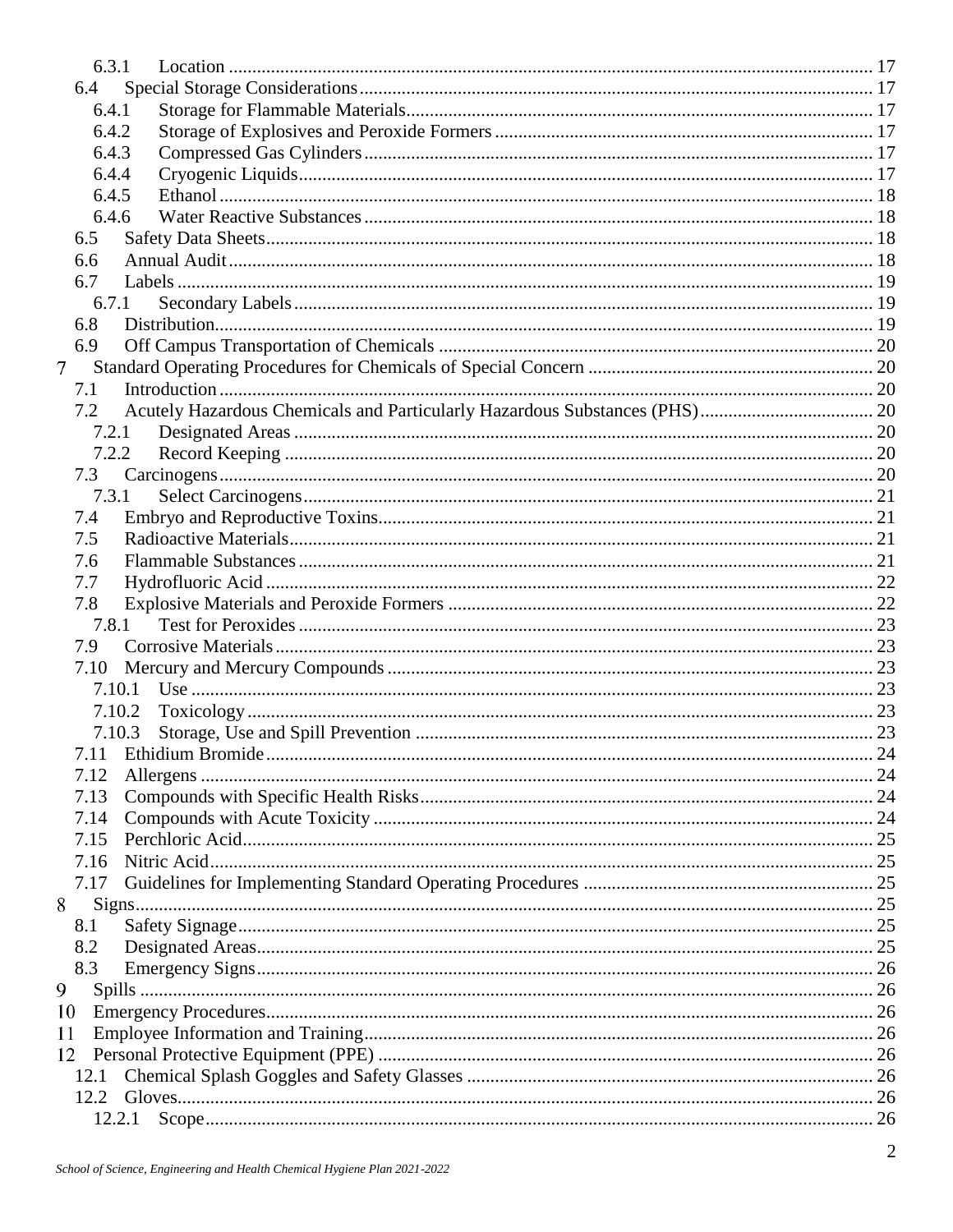6.3.1 Location ........ 17
6.4 Special Storage Considerations ........ 17
6.4.1 Storage for Flammable Materials ........ 17
6.4.2 Storage of Explosives and Peroxide Formers ........ 17
6.4.3 Compressed Gas Cylinders ........ 17
6.4.4 Cryogenic Liquids ........ 17
6.4.5 Ethanol ........ 18
6.4.6 Water Reactive Substances ........ 18
6.5 Safety Data Sheets ........ 18
6.6 Annual Audit ........ 18
6.7 Labels ........ 19
6.7.1 Secondary Labels ........ 19
6.8 Distribution ........ 19
6.9 Off Campus Transportation of Chemicals ........ 20
7 Standard Operating Procedures for Chemicals of Special Concern ........ 20
7.1 Introduction ........ 20
7.2 Acutely Hazardous Chemicals and Particularly Hazardous Substances (PHS) ........ 20
7.2.1 Designated Areas ........ 20
7.2.2 Record Keeping ........ 20
7.3 Carcinogens ........ 20
7.3.1 Select Carcinogens ........ 21
7.4 Embryo and Reproductive Toxins ........ 21
7.5 Radioactive Materials ........ 21
7.6 Flammable Substances ........ 21
7.7 Hydrofluoric Acid ........ 22
7.8 Explosive Materials and Peroxide Formers ........ 22
7.8.1 Test for Peroxides ........ 23
7.9 Corrosive Materials ........ 23
7.10 Mercury and Mercury Compounds ........ 23
7.10.1 Use ........ 23
7.10.2 Toxicology ........ 23
7.10.3 Storage, Use and Spill Prevention ........ 23
7.11 Ethidium Bromide ........ 24
7.12 Allergens ........ 24
7.13 Compounds with Specific Health Risks ........ 24
7.14 Compounds with Acute Toxicity ........ 24
7.15 Perchloric Acid ........ 25
7.16 Nitric Acid ........ 25
7.17 Guidelines for Implementing Standard Operating Procedures ........ 25
8 Signs ........ 25
8.1 Safety Signage ........ 25
8.2 Designated Areas ........ 25
8.3 Emergency Signs ........ 26
9 Spills ........ 26
10 Emergency Procedures ........ 26
11 Employee Information and Training ........ 26
12 Personal Protective Equipment (PPE) ........ 26
12.1 Chemical Splash Goggles and Safety Glasses ........ 26
12.2 Gloves ........ 26
12.2.1 Scope ........ 26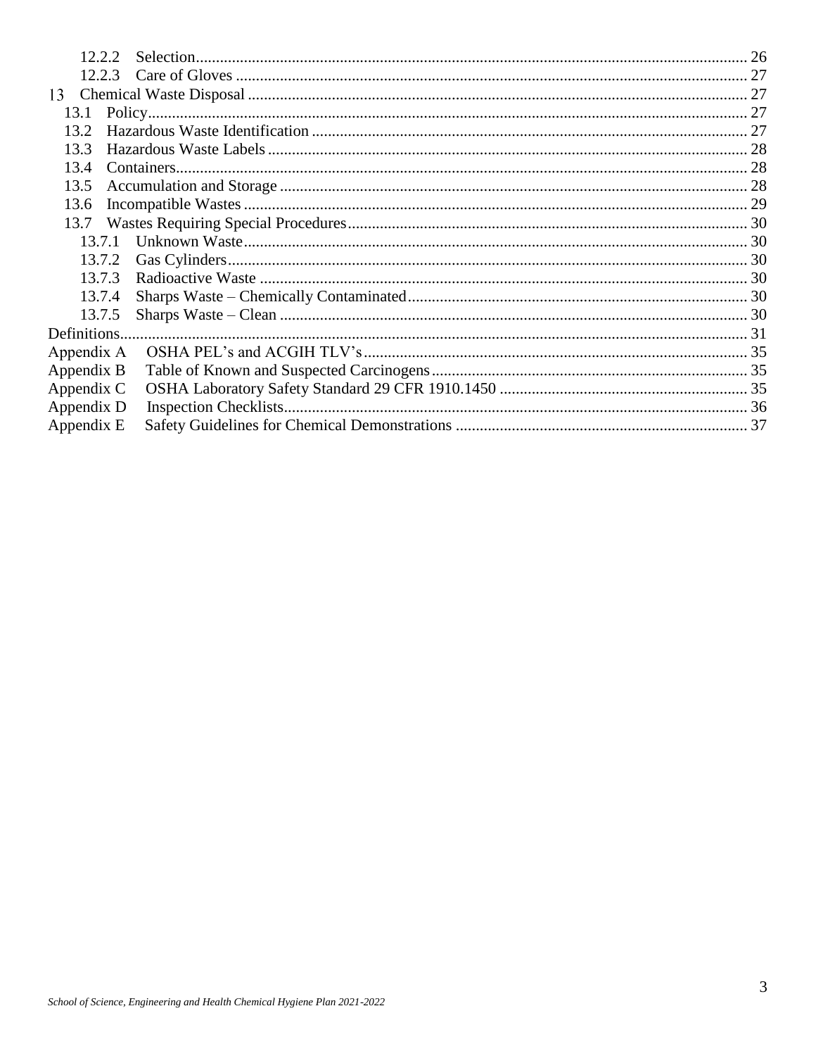12.2.2 Selection ........................................................................................................................ 26
12.2.3 Care of Gloves ............................................................................................................... 27
13 Chemical Waste Disposal ............................................................................................................ 27
13.1 Policy ..................................................................................................................................... 27
13.2 Hazardous Waste Identification ............................................................................................ 27
13.3 Hazardous Waste Labels ....................................................................................................... 28
13.4 Containers .............................................................................................................................. 28
13.5 Accumulation and Storage ..................................................................................................... 28
13.6 Incompatible Wastes ............................................................................................................. 29
13.7 Wastes Requiring Special Procedures .................................................................................... 30
13.7.1 Unknown Waste ............................................................................................................. 30
13.7.2 Gas Cylinders ................................................................................................................. 30
13.7.3 Radioactive Waste .......................................................................................................... 30
13.7.4 Sharps Waste – Chemically Contaminated .................................................................... 30
13.7.5 Sharps Waste – Clean .................................................................................................... 30
Definitions ........................................................................................................................................ 31
Appendix A OSHA PEL's and ACGIH TLV's ............................................................................... 35
Appendix B Table of Known and Suspected Carcinogens ............................................................... 35
Appendix C OSHA Laboratory Safety Standard 29 CFR 1910.1450 .............................................. 35
Appendix D Inspection Checklists .................................................................................................. 36
Appendix E Safety Guidelines for Chemical Demonstrations ........................................................ 37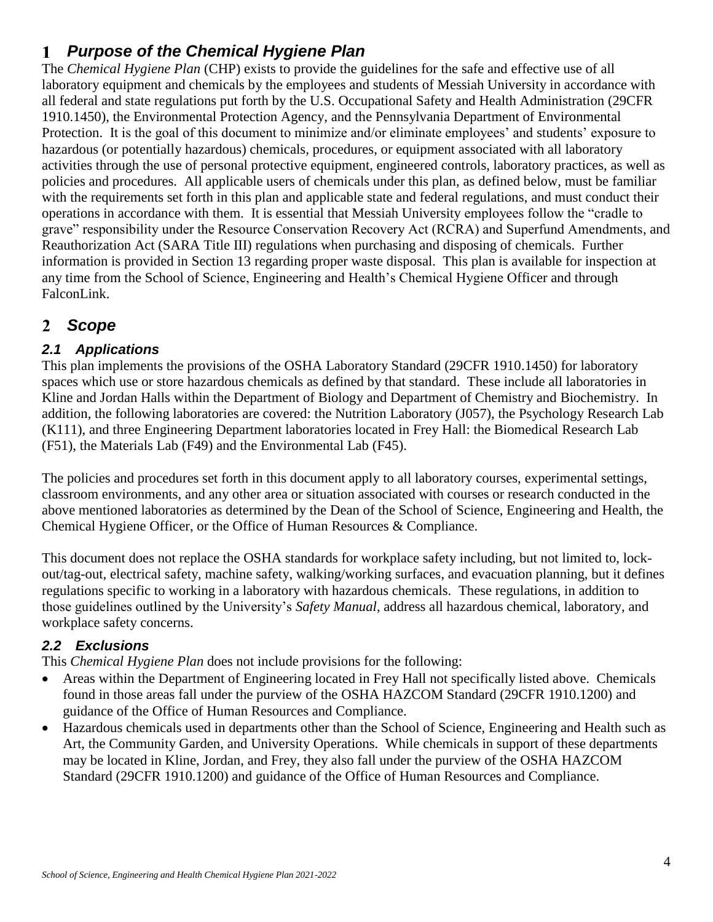# 1 *Purpose of the Chemical Hygiene Plan*

The *Chemical Hygiene Plan* (CHP) exists to provide the guidelines for the safe and effective use of all laboratory equipment and chemicals by the employees and students of Messiah University in accordance with all federal and state regulations put forth by the U.S. Occupational Safety and Health Administration (29CFR 1910.1450), the Environmental Protection Agency, and the Pennsylvania Department of Environmental Protection. It is the goal of this document to minimize and/or eliminate employees' and students' exposure to hazardous (or potentially hazardous) chemicals, procedures, or equipment associated with all laboratory activities through the use of personal protective equipment, engineered controls, laboratory practices, as well as policies and procedures. All applicable users of chemicals under this plan, as defined below, must be familiar with the requirements set forth in this plan and applicable state and federal regulations, and must conduct their operations in accordance with them. It is essential that Messiah University employees follow the "cradle to grave" responsibility under the Resource Conservation Recovery Act (RCRA) and Superfund Amendments, and Reauthorization Act (SARA Title III) regulations when purchasing and disposing of chemicals. Further information is provided in Section 13 regarding proper waste disposal. This plan is available for inspection at any time from the School of Science, Engineering and Health's Chemical Hygiene Officer and through FalconLink.

# 2 *Scope*

## *2.1 Applications*

This plan implements the provisions of the OSHA Laboratory Standard (29CFR 1910.1450) for laboratory spaces which use or store hazardous chemicals as defined by that standard. These include all laboratories in Kline and Jordan Halls within the Department of Biology and Department of Chemistry and Biochemistry. In addition, the following laboratories are covered: the Nutrition Laboratory (J057), the Psychology Research Lab (K111), and three Engineering Department laboratories located in Frey Hall: the Biomedical Research Lab (F51), the Materials Lab (F49) and the Environmental Lab (F45).

The policies and procedures set forth in this document apply to all laboratory courses, experimental settings, classroom environments, and any other area or situation associated with courses or research conducted in the above mentioned laboratories as determined by the Dean of the School of Science, Engineering and Health, the Chemical Hygiene Officer, or the Office of Human Resources & Compliance.

This document does not replace the OSHA standards for workplace safety including, but not limited to, lock-out/tag-out, electrical safety, machine safety, walking/working surfaces, and evacuation planning, but it defines regulations specific to working in a laboratory with hazardous chemicals. These regulations, in addition to those guidelines outlined by the University's *Safety Manual*, address all hazardous chemical, laboratory, and workplace safety concerns.

## *2.2 Exclusions*

This *Chemical Hygiene Plan* does not include provisions for the following:

- Areas within the Department of Engineering located in Frey Hall not specifically listed above. Chemicals found in those areas fall under the purview of the OSHA HAZCOM Standard (29CFR 1910.1200) and guidance of the Office of Human Resources and Compliance.
- Hazardous chemicals used in departments other than the School of Science, Engineering and Health such as Art, the Community Garden, and University Operations. While chemicals in support of these departments may be located in Kline, Jordan, and Frey, they also fall under the purview of the OSHA HAZCOM Standard (29CFR 1910.1200) and guidance of the Office of Human Resources and Compliance.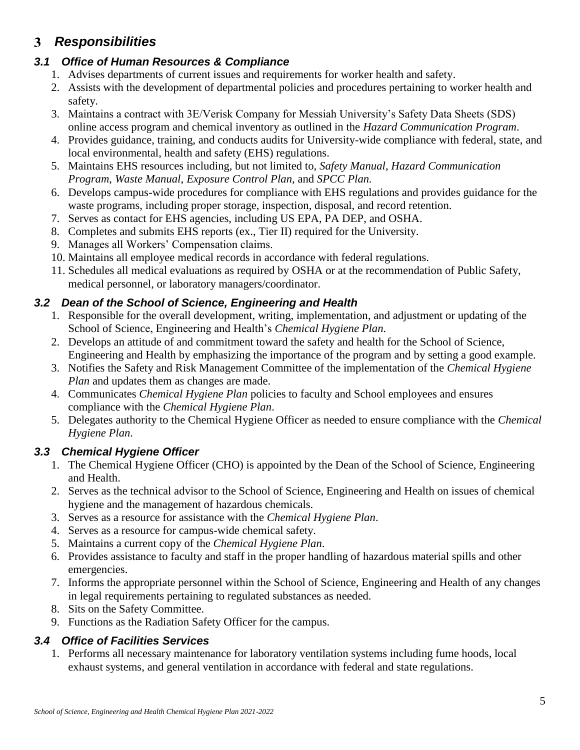# 3 *Responsibilities*

## *3.1 Office of Human Resources & Compliance*

1. Advises departments of current issues and requirements for worker health and safety.
2. Assists with the development of departmental policies and procedures pertaining to worker health and safety.
3. Maintains a contract with 3E/Verisk Company for Messiah University's Safety Data Sheets (SDS) online access program and chemical inventory as outlined in the *Hazard Communication Program*.
4. Provides guidance, training, and conducts audits for University-wide compliance with federal, state, and local environmental, health and safety (EHS) regulations.
5. Maintains EHS resources including, but not limited to, *Safety Manual*, *Hazard Communication Program*, *Waste Manual*, *Exposure Control Plan*, and *SPCC Plan.*
6. Develops campus-wide procedures for compliance with EHS regulations and provides guidance for the waste programs, including proper storage, inspection, disposal, and record retention.
7. Serves as contact for EHS agencies, including US EPA, PA DEP, and OSHA.
8. Completes and submits EHS reports (ex., Tier II) required for the University.
9. Manages all Workers' Compensation claims.
10. Maintains all employee medical records in accordance with federal regulations.
11. Schedules all medical evaluations as required by OSHA or at the recommendation of Public Safety, medical personnel, or laboratory managers/coordinator.

## *3.2 Dean of the School of Science, Engineering and Health*

1. Responsible for the overall development, writing, implementation, and adjustment or updating of the School of Science, Engineering and Health's *Chemical Hygiene Plan*.
2. Develops an attitude of and commitment toward the safety and health for the School of Science, Engineering and Health by emphasizing the importance of the program and by setting a good example.
3. Notifies the Safety and Risk Management Committee of the implementation of the *Chemical Hygiene Plan* and updates them as changes are made.
4. Communicates *Chemical Hygiene Plan* policies to faculty and School employees and ensures compliance with the *Chemical Hygiene Plan*.
5. Delegates authority to the Chemical Hygiene Officer as needed to ensure compliance with the *Chemical Hygiene Plan*.

## *3.3 Chemical Hygiene Officer*

1. The Chemical Hygiene Officer (CHO) is appointed by the Dean of the School of Science, Engineering and Health.
2. Serves as the technical advisor to the School of Science, Engineering and Health on issues of chemical hygiene and the management of hazardous chemicals.
3. Serves as a resource for assistance with the *Chemical Hygiene Plan*.
4. Serves as a resource for campus-wide chemical safety.
5. Maintains a current copy of the *Chemical Hygiene Plan*.
6. Provides assistance to faculty and staff in the proper handling of hazardous material spills and other emergencies.
7. Informs the appropriate personnel within the School of Science, Engineering and Health of any changes in legal requirements pertaining to regulated substances as needed.
8. Sits on the Safety Committee.
9. Functions as the Radiation Safety Officer for the campus.

## *3.4 Office of Facilities Services*

1. Performs all necessary maintenance for laboratory ventilation systems including fume hoods, local exhaust systems, and general ventilation in accordance with federal and state regulations.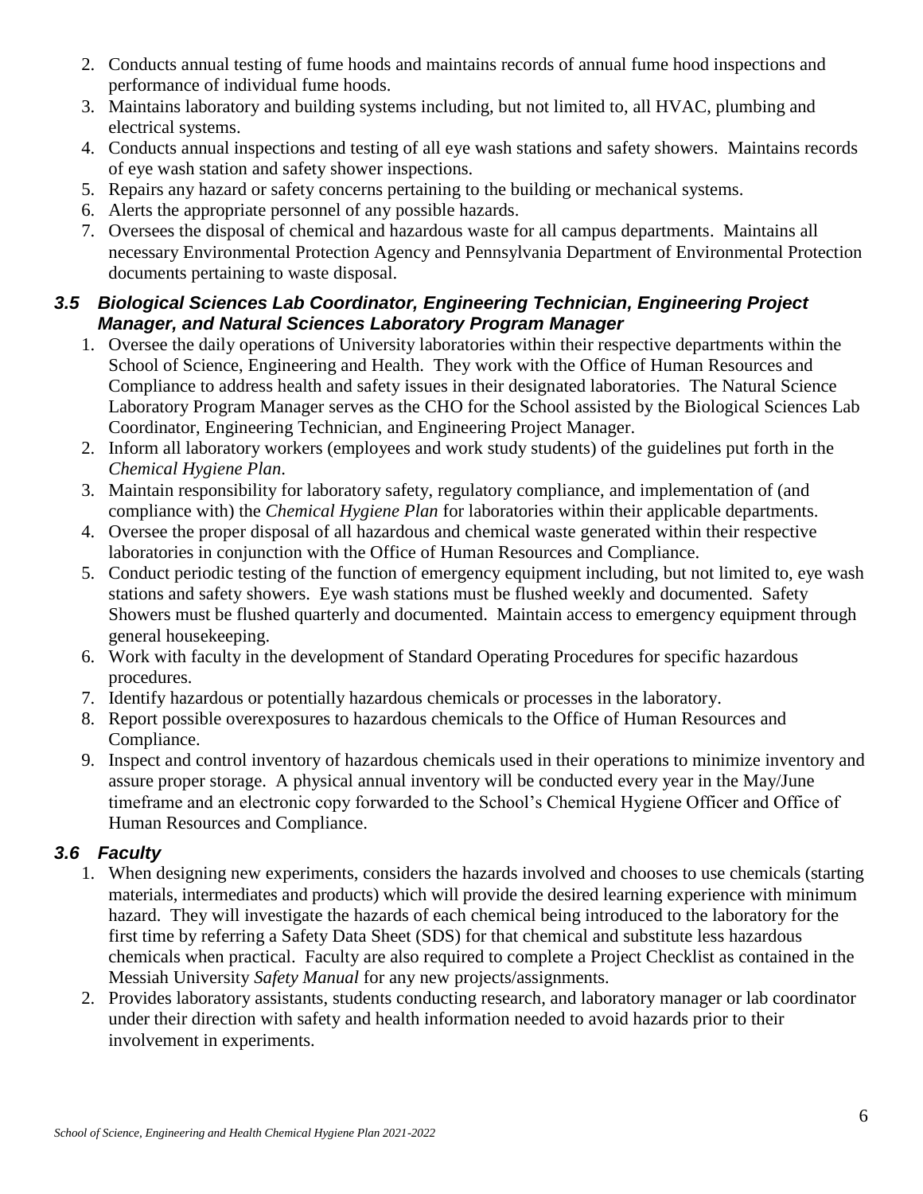2. Conducts annual testing of fume hoods and maintains records of annual fume hood inspections and performance of individual fume hoods.
3. Maintains laboratory and building systems including, but not limited to, all HVAC, plumbing and electrical systems.
4. Conducts annual inspections and testing of all eye wash stations and safety showers. Maintains records of eye wash station and safety shower inspections.
5. Repairs any hazard or safety concerns pertaining to the building or mechanical systems.
6. Alerts the appropriate personnel of any possible hazards.
7. Oversees the disposal of chemical and hazardous waste for all campus departments. Maintains all necessary Environmental Protection Agency and Pennsylvania Department of Environmental Protection documents pertaining to waste disposal.

### *3.5 Biological Sciences Lab Coordinator, Engineering Technician, Engineering Project Manager, and Natural Sciences Laboratory Program Manager*

1. Oversee the daily operations of University laboratories within their respective departments within the School of Science, Engineering and Health. They work with the Office of Human Resources and Compliance to address health and safety issues in their designated laboratories. The Natural Science Laboratory Program Manager serves as the CHO for the School assisted by the Biological Sciences Lab Coordinator, Engineering Technician, and Engineering Project Manager.
2. Inform all laboratory workers (employees and work study students) of the guidelines put forth in the *Chemical Hygiene Plan*.
3. Maintain responsibility for laboratory safety, regulatory compliance, and implementation of (and compliance with) the *Chemical Hygiene Plan* for laboratories within their applicable departments.
4. Oversee the proper disposal of all hazardous and chemical waste generated within their respective laboratories in conjunction with the Office of Human Resources and Compliance.
5. Conduct periodic testing of the function of emergency equipment including, but not limited to, eye wash stations and safety showers. Eye wash stations must be flushed weekly and documented. Safety Showers must be flushed quarterly and documented. Maintain access to emergency equipment through general housekeeping.
6. Work with faculty in the development of Standard Operating Procedures for specific hazardous procedures.
7. Identify hazardous or potentially hazardous chemicals or processes in the laboratory.
8. Report possible overexposures to hazardous chemicals to the Office of Human Resources and Compliance.
9. Inspect and control inventory of hazardous chemicals used in their operations to minimize inventory and assure proper storage. A physical annual inventory will be conducted every year in the May/June timeframe and an electronic copy forwarded to the School's Chemical Hygiene Officer and Office of Human Resources and Compliance.

### *3.6 Faculty*

1. When designing new experiments, considers the hazards involved and chooses to use chemicals (starting materials, intermediates and products) which will provide the desired learning experience with minimum hazard. They will investigate the hazards of each chemical being introduced to the laboratory for the first time by referring a Safety Data Sheet (SDS) for that chemical and substitute less hazardous chemicals when practical. Faculty are also required to complete a Project Checklist as contained in the Messiah University *Safety Manual* for any new projects/assignments.
2. Provides laboratory assistants, students conducting research, and laboratory manager or lab coordinator under their direction with safety and health information needed to avoid hazards prior to their involvement in experiments.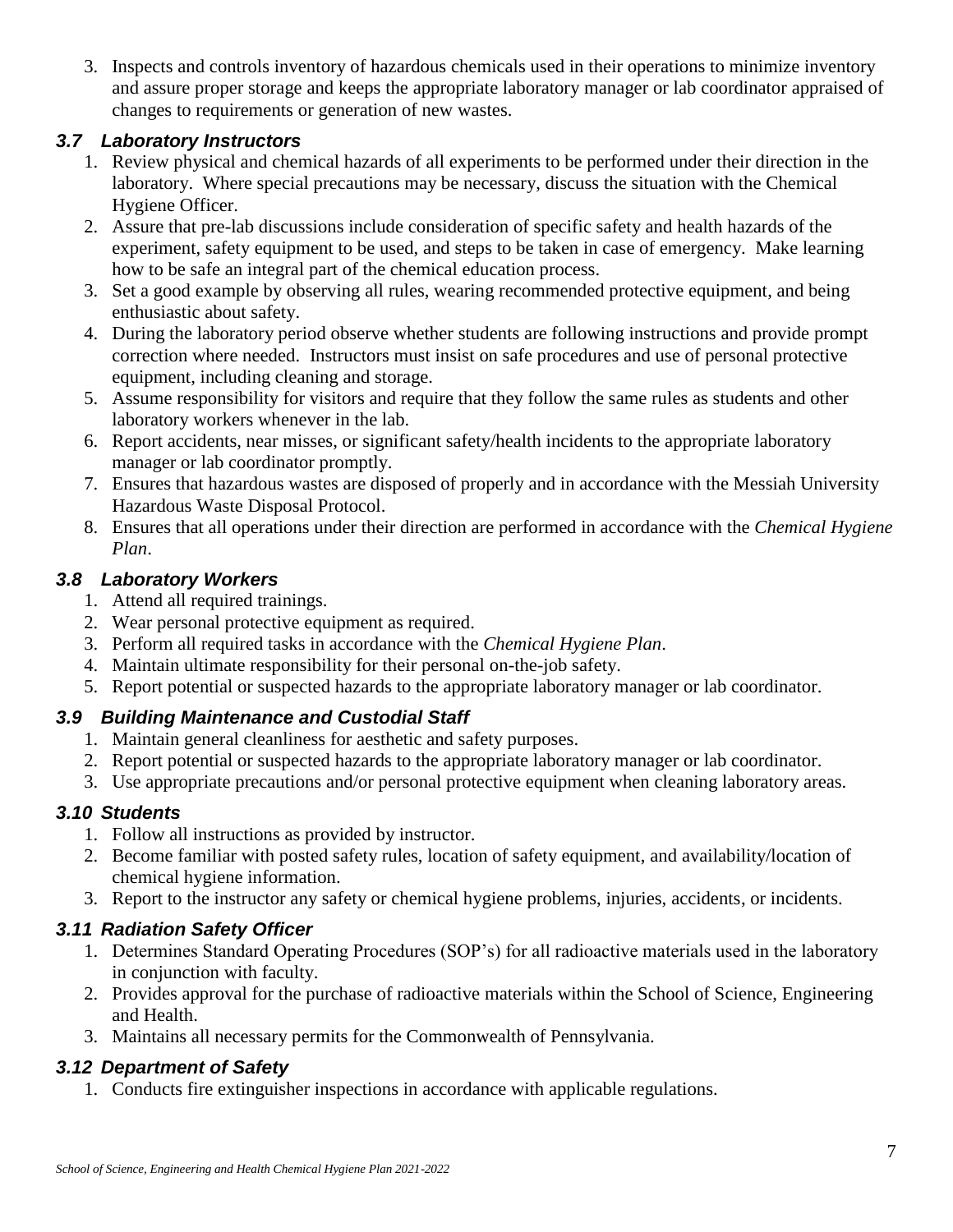3. Inspects and controls inventory of hazardous chemicals used in their operations to minimize inventory and assure proper storage and keeps the appropriate laboratory manager or lab coordinator appraised of changes to requirements or generation of new wastes.

### *3.7 Laboratory Instructors*

1. Review physical and chemical hazards of all experiments to be performed under their direction in the laboratory. Where special precautions may be necessary, discuss the situation with the Chemical Hygiene Officer.
2. Assure that pre-lab discussions include consideration of specific safety and health hazards of the experiment, safety equipment to be used, and steps to be taken in case of emergency. Make learning how to be safe an integral part of the chemical education process.
3. Set a good example by observing all rules, wearing recommended protective equipment, and being enthusiastic about safety.
4. During the laboratory period observe whether students are following instructions and provide prompt correction where needed. Instructors must insist on safe procedures and use of personal protective equipment, including cleaning and storage.
5. Assume responsibility for visitors and require that they follow the same rules as students and other laboratory workers whenever in the lab.
6. Report accidents, near misses, or significant safety/health incidents to the appropriate laboratory manager or lab coordinator promptly.
7. Ensures that hazardous wastes are disposed of properly and in accordance with the Messiah University Hazardous Waste Disposal Protocol.
8. Ensures that all operations under their direction are performed in accordance with the *Chemical Hygiene Plan*.

### *3.8 Laboratory Workers*

1. Attend all required trainings.
2. Wear personal protective equipment as required.
3. Perform all required tasks in accordance with the *Chemical Hygiene Plan*.
4. Maintain ultimate responsibility for their personal on-the-job safety.
5. Report potential or suspected hazards to the appropriate laboratory manager or lab coordinator.

### *3.9 Building Maintenance and Custodial Staff*

1. Maintain general cleanliness for aesthetic and safety purposes.
2. Report potential or suspected hazards to the appropriate laboratory manager or lab coordinator.
3. Use appropriate precautions and/or personal protective equipment when cleaning laboratory areas.

### *3.10 Students*

1. Follow all instructions as provided by instructor.
2. Become familiar with posted safety rules, location of safety equipment, and availability/location of chemical hygiene information.
3. Report to the instructor any safety or chemical hygiene problems, injuries, accidents, or incidents.

### *3.11 Radiation Safety Officer*

1. Determines Standard Operating Procedures (SOP's) for all radioactive materials used in the laboratory in conjunction with faculty.
2. Provides approval for the purchase of radioactive materials within the School of Science, Engineering and Health.
3. Maintains all necessary permits for the Commonwealth of Pennsylvania.

### *3.12 Department of Safety*

1. Conducts fire extinguisher inspections in accordance with applicable regulations.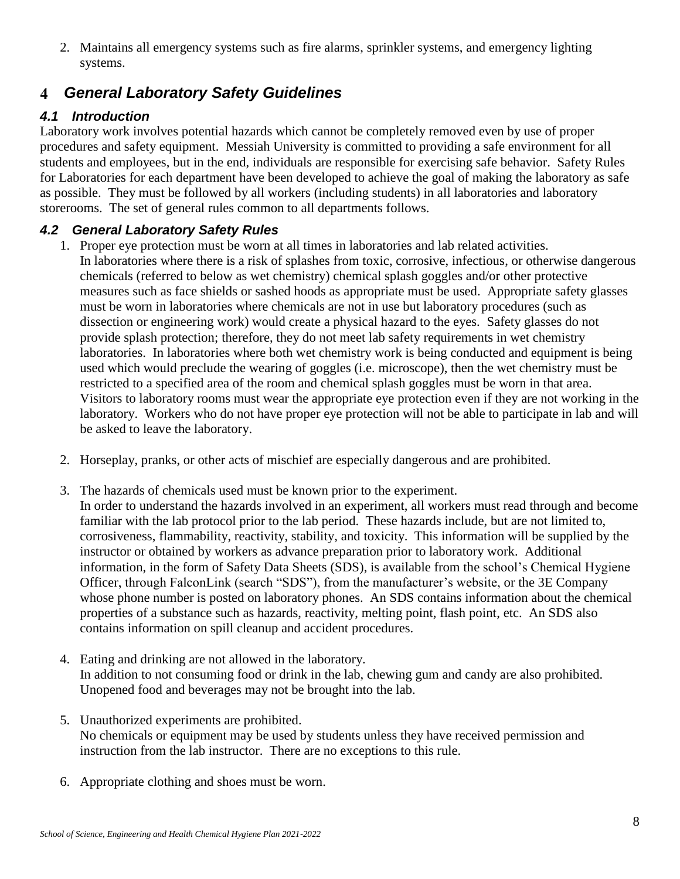2. Maintains all emergency systems such as fire alarms, sprinkler systems, and emergency lighting systems.

# 4 *General Laboratory Safety Guidelines*

## *4.1 Introduction*

Laboratory work involves potential hazards which cannot be completely removed even by use of proper procedures and safety equipment. Messiah University is committed to providing a safe environment for all students and employees, but in the end, individuals are responsible for exercising safe behavior. Safety Rules for Laboratories for each department have been developed to achieve the goal of making the laboratory as safe as possible. They must be followed by all workers (including students) in all laboratories and laboratory storerooms. The set of general rules common to all departments follows.

## *4.2 General Laboratory Safety Rules*

1. Proper eye protection must be worn at all times in laboratories and lab related activities.
   In laboratories where there is a risk of splashes from toxic, corrosive, infectious, or otherwise dangerous chemicals (referred to below as wet chemistry) chemical splash goggles and/or other protective measures such as face shields or sashed hoods as appropriate must be used. Appropriate safety glasses must be worn in laboratories where chemicals are not in use but laboratory procedures (such as dissection or engineering work) would create a physical hazard to the eyes. Safety glasses do not provide splash protection; therefore, they do not meet lab safety requirements in wet chemistry laboratories. In laboratories where both wet chemistry work is being conducted and equipment is being used which would preclude the wearing of goggles (i.e. microscope), then the wet chemistry must be restricted to a specified area of the room and chemical splash goggles must be worn in that area. Visitors to laboratory rooms must wear the appropriate eye protection even if they are not working in the laboratory. Workers who do not have proper eye protection will not be able to participate in lab and will be asked to leave the laboratory.

2. Horseplay, pranks, or other acts of mischief are especially dangerous and are prohibited.

3. The hazards of chemicals used must be known prior to the experiment.
   In order to understand the hazards involved in an experiment, all workers must read through and become familiar with the lab protocol prior to the lab period. These hazards include, but are not limited to, corrosiveness, flammability, reactivity, stability, and toxicity. This information will be supplied by the instructor or obtained by workers as advance preparation prior to laboratory work. Additional information, in the form of Safety Data Sheets (SDS), is available from the school's Chemical Hygiene Officer, through FalconLink (search "SDS"), from the manufacturer's website, or the 3E Company whose phone number is posted on laboratory phones. An SDS contains information about the chemical properties of a substance such as hazards, reactivity, melting point, flash point, etc. An SDS also contains information on spill cleanup and accident procedures.

4. Eating and drinking are not allowed in the laboratory.
   In addition to not consuming food or drink in the lab, chewing gum and candy are also prohibited. Unopened food and beverages may not be brought into the lab.

5. Unauthorized experiments are prohibited.
   No chemicals or equipment may be used by students unless they have received permission and instruction from the lab instructor. There are no exceptions to this rule.

6. Appropriate clothing and shoes must be worn.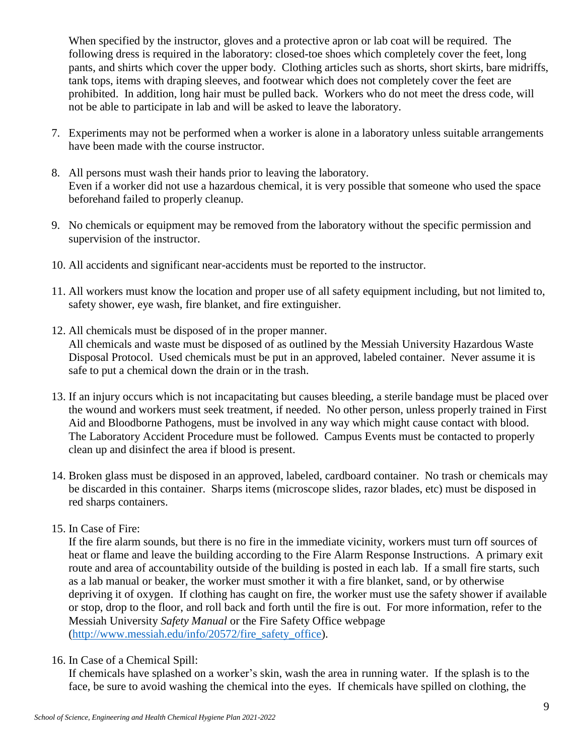When specified by the instructor, gloves and a protective apron or lab coat will be required. The following dress is required in the laboratory: closed-toe shoes which completely cover the feet, long pants, and shirts which cover the upper body. Clothing articles such as shorts, short skirts, bare midriffs, tank tops, items with draping sleeves, and footwear which does not completely cover the feet are prohibited. In addition, long hair must be pulled back. Workers who do not meet the dress code, will not be able to participate in lab and will be asked to leave the laboratory.

7. Experiments may not be performed when a worker is alone in a laboratory unless suitable arrangements have been made with the course instructor.

8. All persons must wash their hands prior to leaving the laboratory.
   Even if a worker did not use a hazardous chemical, it is very possible that someone who used the space beforehand failed to properly cleanup.

9. No chemicals or equipment may be removed from the laboratory without the specific permission and supervision of the instructor.

10. All accidents and significant near-accidents must be reported to the instructor.

11. All workers must know the location and proper use of all safety equipment including, but not limited to, safety shower, eye wash, fire blanket, and fire extinguisher.

12. All chemicals must be disposed of in the proper manner.
    All chemicals and waste must be disposed of as outlined by the Messiah University Hazardous Waste Disposal Protocol. Used chemicals must be put in an approved, labeled container. Never assume it is safe to put a chemical down the drain or in the trash.

13. If an injury occurs which is not incapacitating but causes bleeding, a sterile bandage must be placed over the wound and workers must seek treatment, if needed. No other person, unless properly trained in First Aid and Bloodborne Pathogens, must be involved in any way which might cause contact with blood. The Laboratory Accident Procedure must be followed. Campus Events must be contacted to properly clean up and disinfect the area if blood is present.

14. Broken glass must be disposed in an approved, labeled, cardboard container. No trash or chemicals may be discarded in this container. Sharps items (microscope slides, razor blades, etc) must be disposed in red sharps containers.

15. In Case of Fire:
    If the fire alarm sounds, but there is no fire in the immediate vicinity, workers must turn off sources of heat or flame and leave the building according to the Fire Alarm Response Instructions. A primary exit route and area of accountability outside of the building is posted in each lab. If a small fire starts, such as a lab manual or beaker, the worker must smother it with a fire blanket, sand, or by otherwise depriving it of oxygen. If clothing has caught on fire, the worker must use the safety shower if available or stop, drop to the floor, and roll back and forth until the fire is out. For more information, refer to the Messiah University *Safety Manual* or the Fire Safety Office webpage (http://www.messiah.edu/info/20572/fire_safety_office).

16. In Case of a Chemical Spill:
    If chemicals have splashed on a worker's skin, wash the area in running water. If the splash is to the face, be sure to avoid washing the chemical into the eyes. If chemicals have spilled on clothing, the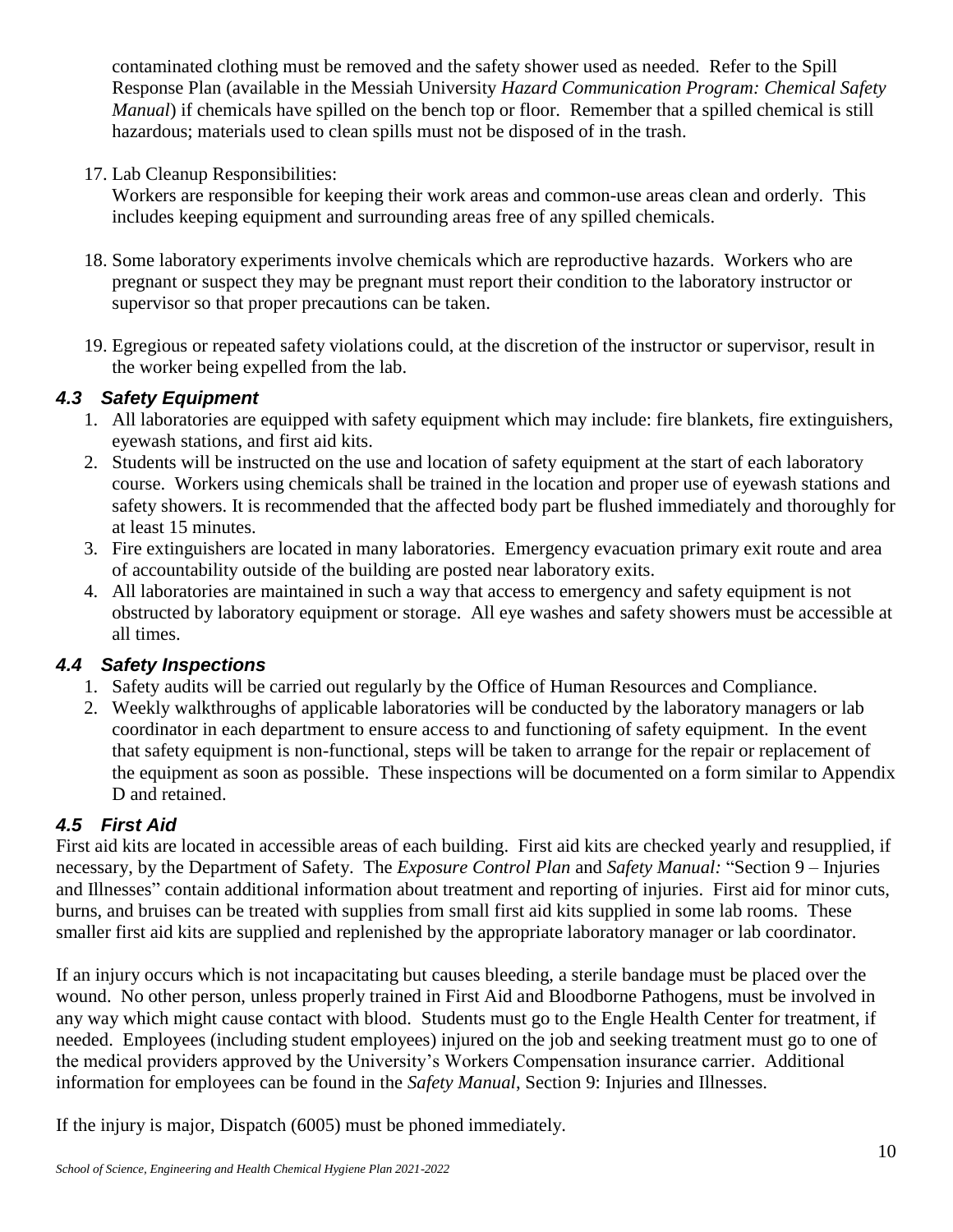contaminated clothing must be removed and the safety shower used as needed. Refer to the Spill Response Plan (available in the Messiah University *Hazard Communication Program: Chemical Safety Manual*) if chemicals have spilled on the bench top or floor. Remember that a spilled chemical is still hazardous; materials used to clean spills must not be disposed of in the trash.

17. Lab Cleanup Responsibilities:
    Workers are responsible for keeping their work areas and common-use areas clean and orderly. This includes keeping equipment and surrounding areas free of any spilled chemicals.

18. Some laboratory experiments involve chemicals which are reproductive hazards. Workers who are pregnant or suspect they may be pregnant must report their condition to the laboratory instructor or supervisor so that proper precautions can be taken.

19. Egregious or repeated safety violations could, at the discretion of the instructor or supervisor, result in the worker being expelled from the lab.

### *4.3 Safety Equipment*

1. All laboratories are equipped with safety equipment which may include: fire blankets, fire extinguishers, eyewash stations, and first aid kits.
2. Students will be instructed on the use and location of safety equipment at the start of each laboratory course. Workers using chemicals shall be trained in the location and proper use of eyewash stations and safety showers. It is recommended that the affected body part be flushed immediately and thoroughly for at least 15 minutes.
3. Fire extinguishers are located in many laboratories. Emergency evacuation primary exit route and area of accountability outside of the building are posted near laboratory exits.
4. All laboratories are maintained in such a way that access to emergency and safety equipment is not obstructed by laboratory equipment or storage. All eye washes and safety showers must be accessible at all times.

### *4.4 Safety Inspections*

1. Safety audits will be carried out regularly by the Office of Human Resources and Compliance.
2. Weekly walkthroughs of applicable laboratories will be conducted by the laboratory managers or lab coordinator in each department to ensure access to and functioning of safety equipment. In the event that safety equipment is non-functional, steps will be taken to arrange for the repair or replacement of the equipment as soon as possible. These inspections will be documented on a form similar to Appendix D and retained.

### *4.5 First Aid*

First aid kits are located in accessible areas of each building. First aid kits are checked yearly and resupplied, if necessary, by the Department of Safety. The *Exposure Control Plan* and *Safety Manual:* "Section 9 – Injuries and Illnesses" contain additional information about treatment and reporting of injuries. First aid for minor cuts, burns, and bruises can be treated with supplies from small first aid kits supplied in some lab rooms. These smaller first aid kits are supplied and replenished by the appropriate laboratory manager or lab coordinator.

If an injury occurs which is not incapacitating but causes bleeding, a sterile bandage must be placed over the wound. No other person, unless properly trained in First Aid and Bloodborne Pathogens, must be involved in any way which might cause contact with blood. Students must go to the Engle Health Center for treatment, if needed. Employees (including student employees) injured on the job and seeking treatment must go to one of the medical providers approved by the University's Workers Compensation insurance carrier. Additional information for employees can be found in the *Safety Manual*, Section 9: Injuries and Illnesses.

If the injury is major, Dispatch (6005) must be phoned immediately.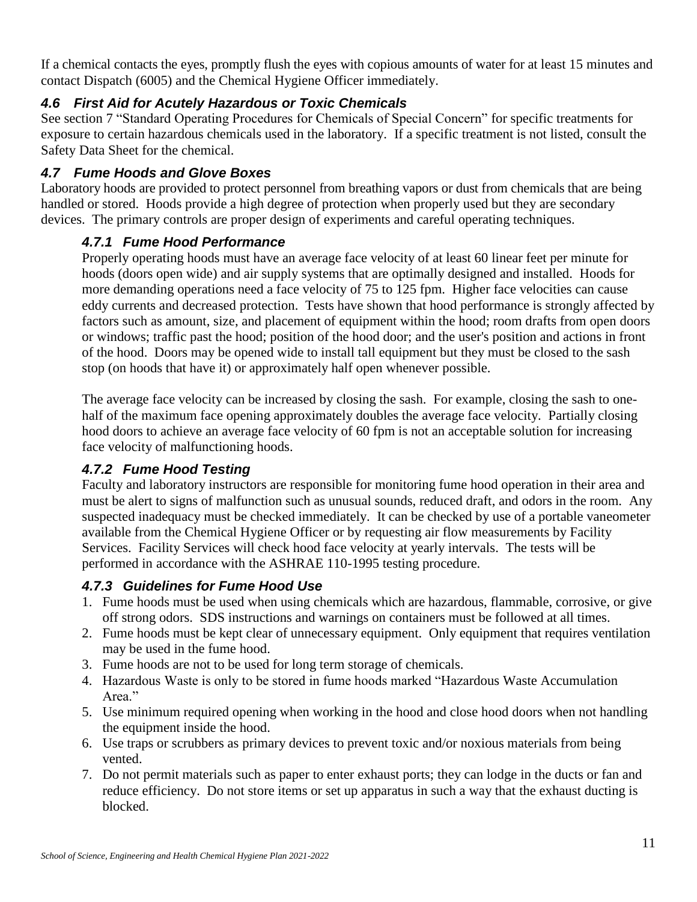If a chemical contacts the eyes, promptly flush the eyes with copious amounts of water for at least 15 minutes and contact Dispatch (6005) and the Chemical Hygiene Officer immediately.

### *4.6 First Aid for Acutely Hazardous or Toxic Chemicals*

See section 7 “Standard Operating Procedures for Chemicals of Special Concern” for specific treatments for exposure to certain hazardous chemicals used in the laboratory. If a specific treatment is not listed, consult the Safety Data Sheet for the chemical.

### *4.7 Fume Hoods and Glove Boxes*

Laboratory hoods are provided to protect personnel from breathing vapors or dust from chemicals that are being handled or stored. Hoods provide a high degree of protection when properly used but they are secondary devices. The primary controls are proper design of experiments and careful operating techniques.

#### *4.7.1 Fume Hood Performance*

Properly operating hoods must have an average face velocity of at least 60 linear feet per minute for hoods (doors open wide) and air supply systems that are optimally designed and installed. Hoods for more demanding operations need a face velocity of 75 to 125 fpm. Higher face velocities can cause eddy currents and decreased protection. Tests have shown that hood performance is strongly affected by factors such as amount, size, and placement of equipment within the hood; room drafts from open doors or windows; traffic past the hood; position of the hood door; and the user's position and actions in front of the hood. Doors may be opened wide to install tall equipment but they must be closed to the sash stop (on hoods that have it) or approximately half open whenever possible.

The average face velocity can be increased by closing the sash. For example, closing the sash to one-half of the maximum face opening approximately doubles the average face velocity. Partially closing hood doors to achieve an average face velocity of 60 fpm is not an acceptable solution for increasing face velocity of malfunctioning hoods.

#### *4.7.2 Fume Hood Testing*

Faculty and laboratory instructors are responsible for monitoring fume hood operation in their area and must be alert to signs of malfunction such as unusual sounds, reduced draft, and odors in the room. Any suspected inadequacy must be checked immediately. It can be checked by use of a portable vaneometer available from the Chemical Hygiene Officer or by requesting air flow measurements by Facility Services. Facility Services will check hood face velocity at yearly intervals. The tests will be performed in accordance with the ASHRAE 110-1995 testing procedure.

#### *4.7.3 Guidelines for Fume Hood Use*

1. Fume hoods must be used when using chemicals which are hazardous, flammable, corrosive, or give off strong odors. SDS instructions and warnings on containers must be followed at all times.
2. Fume hoods must be kept clear of unnecessary equipment. Only equipment that requires ventilation may be used in the fume hood.
3. Fume hoods are not to be used for long term storage of chemicals.
4. Hazardous Waste is only to be stored in fume hoods marked “Hazardous Waste Accumulation Area.”
5. Use minimum required opening when working in the hood and close hood doors when not handling the equipment inside the hood.
6. Use traps or scrubbers as primary devices to prevent toxic and/or noxious materials from being vented.
7. Do not permit materials such as paper to enter exhaust ports; they can lodge in the ducts or fan and reduce efficiency. Do not store items or set up apparatus in such a way that the exhaust ducting is blocked.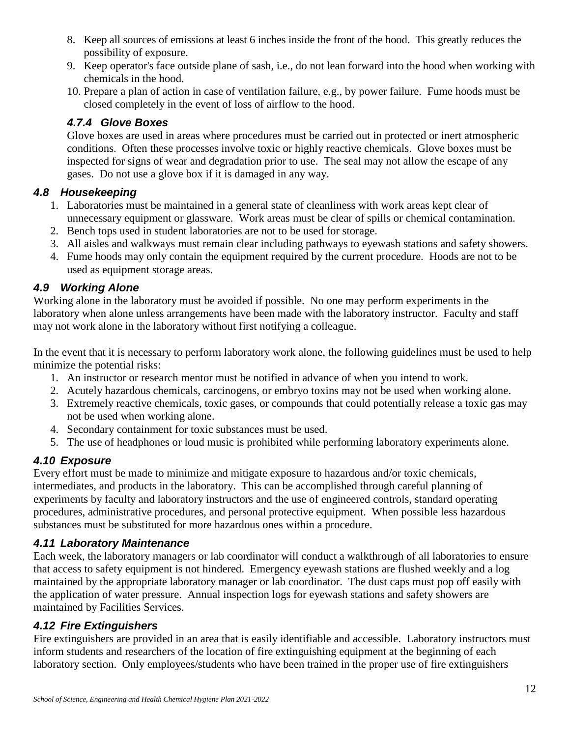8. Keep all sources of emissions at least 6 inches inside the front of the hood. This greatly reduces the possibility of exposure.
9. Keep operator's face outside plane of sash, i.e., do not lean forward into the hood when working with chemicals in the hood.
10. Prepare a plan of action in case of ventilation failure, e.g., by power failure. Fume hoods must be closed completely in the event of loss of airflow to the hood.

#### *4.7.4 Glove Boxes*

Glove boxes are used in areas where procedures must be carried out in protected or inert atmospheric conditions. Often these processes involve toxic or highly reactive chemicals. Glove boxes must be inspected for signs of wear and degradation prior to use. The seal may not allow the escape of any gases. Do not use a glove box if it is damaged in any way.

### *4.8 Housekeeping*

1. Laboratories must be maintained in a general state of cleanliness with work areas kept clear of unnecessary equipment or glassware. Work areas must be clear of spills or chemical contamination.
2. Bench tops used in student laboratories are not to be used for storage.
3. All aisles and walkways must remain clear including pathways to eyewash stations and safety showers.
4. Fume hoods may only contain the equipment required by the current procedure. Hoods are not to be used as equipment storage areas.

### *4.9 Working Alone*

Working alone in the laboratory must be avoided if possible. No one may perform experiments in the laboratory when alone unless arrangements have been made with the laboratory instructor. Faculty and staff may not work alone in the laboratory without first notifying a colleague.

In the event that it is necessary to perform laboratory work alone, the following guidelines must be used to help minimize the potential risks:

1. An instructor or research mentor must be notified in advance of when you intend to work.
2. Acutely hazardous chemicals, carcinogens, or embryo toxins may not be used when working alone.
3. Extremely reactive chemicals, toxic gases, or compounds that could potentially release a toxic gas may not be used when working alone.
4. Secondary containment for toxic substances must be used.
5. The use of headphones or loud music is prohibited while performing laboratory experiments alone.

### *4.10 Exposure*

Every effort must be made to minimize and mitigate exposure to hazardous and/or toxic chemicals, intermediates, and products in the laboratory. This can be accomplished through careful planning of experiments by faculty and laboratory instructors and the use of engineered controls, standard operating procedures, administrative procedures, and personal protective equipment. When possible less hazardous substances must be substituted for more hazardous ones within a procedure.

### *4.11 Laboratory Maintenance*

Each week, the laboratory managers or lab coordinator will conduct a walkthrough of all laboratories to ensure that access to safety equipment is not hindered. Emergency eyewash stations are flushed weekly and a log maintained by the appropriate laboratory manager or lab coordinator. The dust caps must pop off easily with the application of water pressure. Annual inspection logs for eyewash stations and safety showers are maintained by Facilities Services.

### *4.12 Fire Extinguishers*

Fire extinguishers are provided in an area that is easily identifiable and accessible. Laboratory instructors must inform students and researchers of the location of fire extinguishing equipment at the beginning of each laboratory section. Only employees/students who have been trained in the proper use of fire extinguishers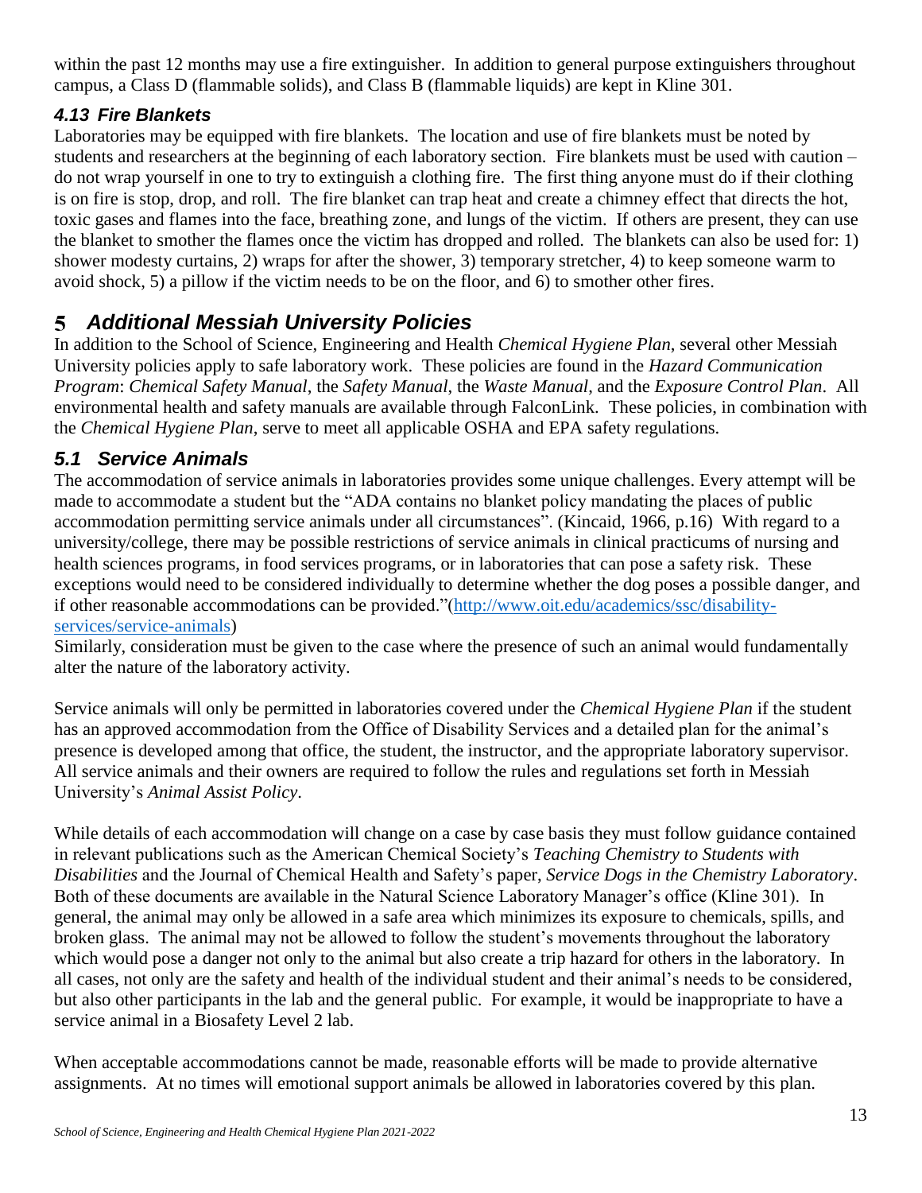within the past 12 months may use a fire extinguisher. In addition to general purpose extinguishers throughout campus, a Class D (flammable solids), and Class B (flammable liquids) are kept in Kline 301.

### *4.13 Fire Blankets*

Laboratories may be equipped with fire blankets. The location and use of fire blankets must be noted by students and researchers at the beginning of each laboratory section. Fire blankets must be used with caution – do not wrap yourself in one to try to extinguish a clothing fire. The first thing anyone must do if their clothing is on fire is stop, drop, and roll. The fire blanket can trap heat and create a chimney effect that directs the hot, toxic gases and flames into the face, breathing zone, and lungs of the victim. If others are present, they can use the blanket to smother the flames once the victim has dropped and rolled. The blankets can also be used for: 1) shower modesty curtains, 2) wraps for after the shower, 3) temporary stretcher, 4) to keep someone warm to avoid shock, 5) a pillow if the victim needs to be on the floor, and 6) to smother other fires.

## 5 *Additional Messiah University Policies*

In addition to the School of Science, Engineering and Health *Chemical Hygiene Plan*, several other Messiah University policies apply to safe laboratory work. These policies are found in the *Hazard Communication Program*: *Chemical Safety Manual*, the *Safety Manual*, the *Waste Manual*, and the *Exposure Control Plan*. All environmental health and safety manuals are available through FalconLink. These policies, in combination with the *Chemical Hygiene Plan*, serve to meet all applicable OSHA and EPA safety regulations.

### *5.1 Service Animals*

The accommodation of service animals in laboratories provides some unique challenges. Every attempt will be made to accommodate a student but the "ADA contains no blanket policy mandating the places of public accommodation permitting service animals under all circumstances". (Kincaid, 1966, p.16) With regard to a university/college, there may be possible restrictions of service animals in clinical practicums of nursing and health sciences programs, in food services programs, or in laboratories that can pose a safety risk. These exceptions would need to be considered individually to determine whether the dog poses a possible danger, and if other reasonable accommodations can be provided."([http://www.oit.edu/academics/ssc/disability-services/service-animals](http://www.oit.edu/academics/ssc/disability-services/service-animals))
Similarly, consideration must be given to the case where the presence of such an animal would fundamentally alter the nature of the laboratory activity.

Service animals will only be permitted in laboratories covered under the *Chemical Hygiene Plan* if the student has an approved accommodation from the Office of Disability Services and a detailed plan for the animal's presence is developed among that office, the student, the instructor, and the appropriate laboratory supervisor. All service animals and their owners are required to follow the rules and regulations set forth in Messiah University's *Animal Assist Policy*.

While details of each accommodation will change on a case by case basis they must follow guidance contained in relevant publications such as the American Chemical Society's *Teaching Chemistry to Students with Disabilities* and the Journal of Chemical Health and Safety's paper, *Service Dogs in the Chemistry Laboratory*. Both of these documents are available in the Natural Science Laboratory Manager's office (Kline 301). In general, the animal may only be allowed in a safe area which minimizes its exposure to chemicals, spills, and broken glass. The animal may not be allowed to follow the student's movements throughout the laboratory which would pose a danger not only to the animal but also create a trip hazard for others in the laboratory. In all cases, not only are the safety and health of the individual student and their animal's needs to be considered, but also other participants in the lab and the general public. For example, it would be inappropriate to have a service animal in a Biosafety Level 2 lab.

When acceptable accommodations cannot be made, reasonable efforts will be made to provide alternative assignments. At no times will emotional support animals be allowed in laboratories covered by this plan.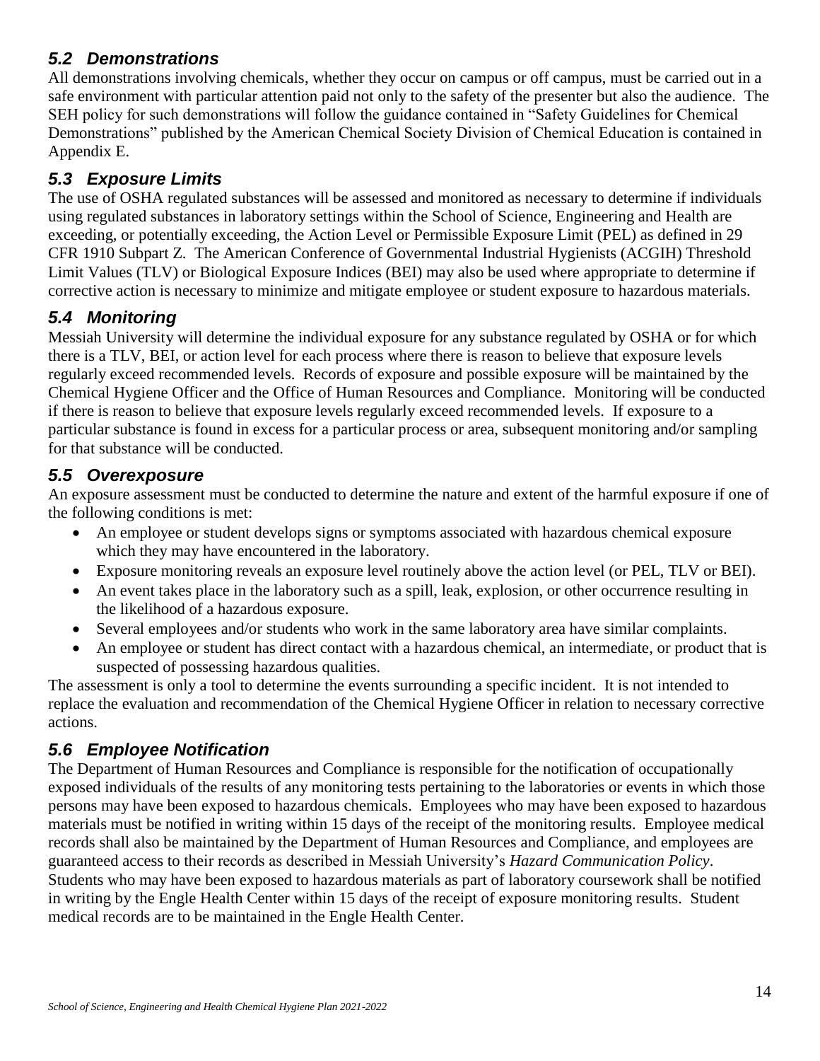## *5.2 Demonstrations*

All demonstrations involving chemicals, whether they occur on campus or off campus, must be carried out in a safe environment with particular attention paid not only to the safety of the presenter but also the audience. The SEH policy for such demonstrations will follow the guidance contained in "Safety Guidelines for Chemical Demonstrations" published by the American Chemical Society Division of Chemical Education is contained in Appendix E.

## *5.3 Exposure Limits*

The use of OSHA regulated substances will be assessed and monitored as necessary to determine if individuals using regulated substances in laboratory settings within the School of Science, Engineering and Health are exceeding, or potentially exceeding, the Action Level or Permissible Exposure Limit (PEL) as defined in 29 CFR 1910 Subpart Z. The American Conference of Governmental Industrial Hygienists (ACGIH) Threshold Limit Values (TLV) or Biological Exposure Indices (BEI) may also be used where appropriate to determine if corrective action is necessary to minimize and mitigate employee or student exposure to hazardous materials.

## *5.4 Monitoring*

Messiah University will determine the individual exposure for any substance regulated by OSHA or for which there is a TLV, BEI, or action level for each process where there is reason to believe that exposure levels regularly exceed recommended levels. Records of exposure and possible exposure will be maintained by the Chemical Hygiene Officer and the Office of Human Resources and Compliance. Monitoring will be conducted if there is reason to believe that exposure levels regularly exceed recommended levels. If exposure to a particular substance is found in excess for a particular process or area, subsequent monitoring and/or sampling for that substance will be conducted.

## *5.5 Overexposure*

An exposure assessment must be conducted to determine the nature and extent of the harmful exposure if one of the following conditions is met:

- An employee or student develops signs or symptoms associated with hazardous chemical exposure which they may have encountered in the laboratory.
- Exposure monitoring reveals an exposure level routinely above the action level (or PEL, TLV or BEI).
- An event takes place in the laboratory such as a spill, leak, explosion, or other occurrence resulting in the likelihood of a hazardous exposure.
- Several employees and/or students who work in the same laboratory area have similar complaints.
- An employee or student has direct contact with a hazardous chemical, an intermediate, or product that is suspected of possessing hazardous qualities.

The assessment is only a tool to determine the events surrounding a specific incident. It is not intended to replace the evaluation and recommendation of the Chemical Hygiene Officer in relation to necessary corrective actions.

## *5.6 Employee Notification*

The Department of Human Resources and Compliance is responsible for the notification of occupationally exposed individuals of the results of any monitoring tests pertaining to the laboratories or events in which those persons may have been exposed to hazardous chemicals. Employees who may have been exposed to hazardous materials must be notified in writing within 15 days of the receipt of the monitoring results. Employee medical records shall also be maintained by the Department of Human Resources and Compliance, and employees are guaranteed access to their records as described in Messiah University's *Hazard Communication Policy*. Students who may have been exposed to hazardous materials as part of laboratory coursework shall be notified in writing by the Engle Health Center within 15 days of the receipt of exposure monitoring results. Student medical records are to be maintained in the Engle Health Center.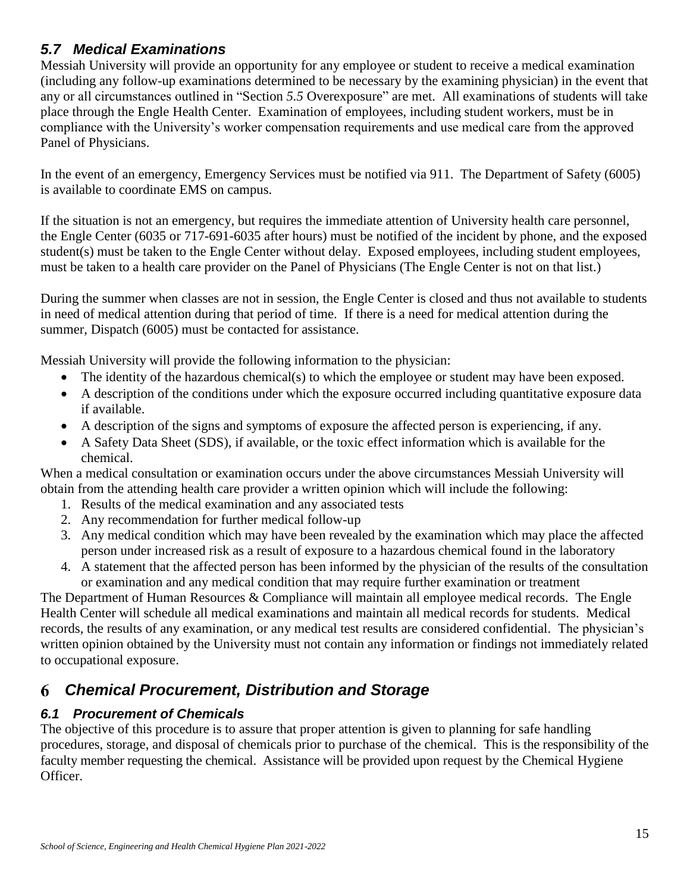### *5.7 Medical Examinations*

Messiah University will provide an opportunity for any employee or student to receive a medical examination (including any follow-up examinations determined to be necessary by the examining physician) in the event that any or all circumstances outlined in "Section *5.5* Overexposure" are met. All examinations of students will take place through the Engle Health Center. Examination of employees, including student workers, must be in compliance with the University's worker compensation requirements and use medical care from the approved Panel of Physicians.

In the event of an emergency, Emergency Services must be notified via 911. The Department of Safety (6005) is available to coordinate EMS on campus.

If the situation is not an emergency, but requires the immediate attention of University health care personnel, the Engle Center (6035 or 717-691-6035 after hours) must be notified of the incident by phone, and the exposed student(s) must be taken to the Engle Center without delay. Exposed employees, including student employees, must be taken to a health care provider on the Panel of Physicians (The Engle Center is not on that list.)

During the summer when classes are not in session, the Engle Center is closed and thus not available to students in need of medical attention during that period of time. If there is a need for medical attention during the summer, Dispatch (6005) must be contacted for assistance.

Messiah University will provide the following information to the physician:

- The identity of the hazardous chemical(s) to which the employee or student may have been exposed.
- A description of the conditions under which the exposure occurred including quantitative exposure data if available.
- A description of the signs and symptoms of exposure the affected person is experiencing, if any.
- A Safety Data Sheet (SDS), if available, or the toxic effect information which is available for the chemical.

When a medical consultation or examination occurs under the above circumstances Messiah University will obtain from the attending health care provider a written opinion which will include the following:

1. Results of the medical examination and any associated tests
2. Any recommendation for further medical follow-up
3. Any medical condition which may have been revealed by the examination which may place the affected person under increased risk as a result of exposure to a hazardous chemical found in the laboratory
4. A statement that the affected person has been informed by the physician of the results of the consultation or examination and any medical condition that may require further examination or treatment

The Department of Human Resources & Compliance will maintain all employee medical records. The Engle Health Center will schedule all medical examinations and maintain all medical records for students. Medical records, the results of any examination, or any medical test results are considered confidential. The physician's written opinion obtained by the University must not contain any information or findings not immediately related to occupational exposure.

## 6 *Chemical Procurement, Distribution and Storage*

### *6.1 Procurement of Chemicals*

The objective of this procedure is to assure that proper attention is given to planning for safe handling procedures, storage, and disposal of chemicals prior to purchase of the chemical. This is the responsibility of the faculty member requesting the chemical. Assistance will be provided upon request by the Chemical Hygiene Officer.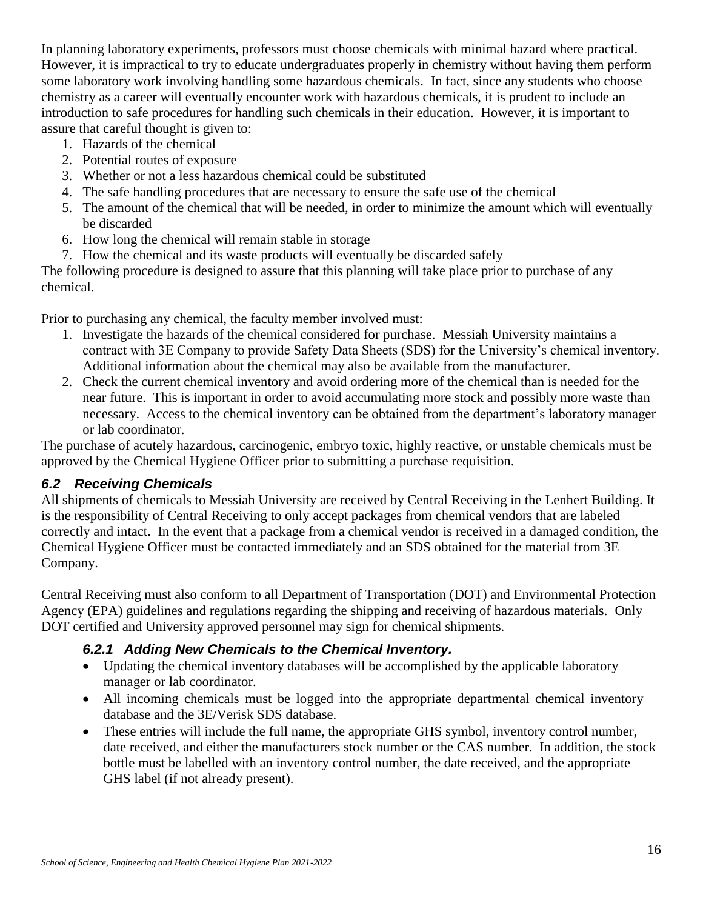In planning laboratory experiments, professors must choose chemicals with minimal hazard where practical. However, it is impractical to try to educate undergraduates properly in chemistry without having them perform some laboratory work involving handling some hazardous chemicals. In fact, since any students who choose chemistry as a career will eventually encounter work with hazardous chemicals, it is prudent to include an introduction to safe procedures for handling such chemicals in their education. However, it is important to assure that careful thought is given to:

1. Hazards of the chemical
2. Potential routes of exposure
3. Whether or not a less hazardous chemical could be substituted
4. The safe handling procedures that are necessary to ensure the safe use of the chemical
5. The amount of the chemical that will be needed, in order to minimize the amount which will eventually be discarded
6. How long the chemical will remain stable in storage
7. How the chemical and its waste products will eventually be discarded safely

The following procedure is designed to assure that this planning will take place prior to purchase of any chemical.

Prior to purchasing any chemical, the faculty member involved must:

1. Investigate the hazards of the chemical considered for purchase. Messiah University maintains a contract with 3E Company to provide Safety Data Sheets (SDS) for the University's chemical inventory. Additional information about the chemical may also be available from the manufacturer.
2. Check the current chemical inventory and avoid ordering more of the chemical than is needed for the near future. This is important in order to avoid accumulating more stock and possibly more waste than necessary. Access to the chemical inventory can be obtained from the department's laboratory manager or lab coordinator.

The purchase of acutely hazardous, carcinogenic, embryo toxic, highly reactive, or unstable chemicals must be approved by the Chemical Hygiene Officer prior to submitting a purchase requisition.

## *6.2 Receiving Chemicals*

All shipments of chemicals to Messiah University are received by Central Receiving in the Lenhert Building. It is the responsibility of Central Receiving to only accept packages from chemical vendors that are labeled correctly and intact. In the event that a package from a chemical vendor is received in a damaged condition, the Chemical Hygiene Officer must be contacted immediately and an SDS obtained for the material from 3E Company.

Central Receiving must also conform to all Department of Transportation (DOT) and Environmental Protection Agency (EPA) guidelines and regulations regarding the shipping and receiving of hazardous materials. Only DOT certified and University approved personnel may sign for chemical shipments.

### *6.2.1 Adding New Chemicals to the Chemical Inventory.*

- Updating the chemical inventory databases will be accomplished by the applicable laboratory manager or lab coordinator.
- All incoming chemicals must be logged into the appropriate departmental chemical inventory database and the 3E/Verisk SDS database.
- These entries will include the full name, the appropriate GHS symbol, inventory control number, date received, and either the manufacturers stock number or the CAS number. In addition, the stock bottle must be labelled with an inventory control number, the date received, and the appropriate GHS label (if not already present).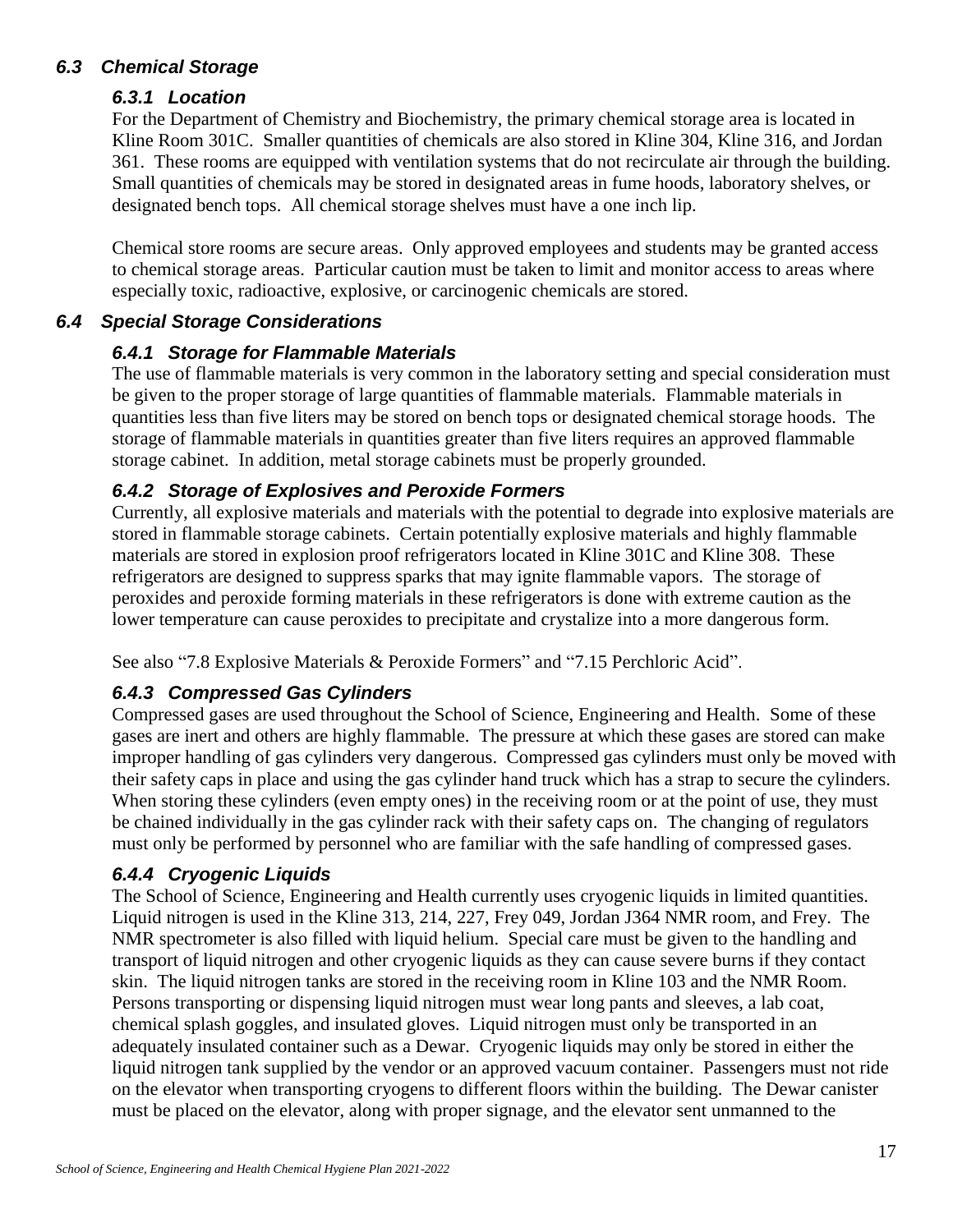## *6.3 Chemical Storage*

### *6.3.1 Location*

For the Department of Chemistry and Biochemistry, the primary chemical storage area is located in Kline Room 301C. Smaller quantities of chemicals are also stored in Kline 304, Kline 316, and Jordan 361. These rooms are equipped with ventilation systems that do not recirculate air through the building. Small quantities of chemicals may be stored in designated areas in fume hoods, laboratory shelves, or designated bench tops. All chemical storage shelves must have a one inch lip.

Chemical store rooms are secure areas. Only approved employees and students may be granted access to chemical storage areas. Particular caution must be taken to limit and monitor access to areas where especially toxic, radioactive, explosive, or carcinogenic chemicals are stored.

## *6.4 Special Storage Considerations*

### *6.4.1 Storage for Flammable Materials*

The use of flammable materials is very common in the laboratory setting and special consideration must be given to the proper storage of large quantities of flammable materials. Flammable materials in quantities less than five liters may be stored on bench tops or designated chemical storage hoods. The storage of flammable materials in quantities greater than five liters requires an approved flammable storage cabinet. In addition, metal storage cabinets must be properly grounded.

### *6.4.2 Storage of Explosives and Peroxide Formers*

Currently, all explosive materials and materials with the potential to degrade into explosive materials are stored in flammable storage cabinets. Certain potentially explosive materials and highly flammable materials are stored in explosion proof refrigerators located in Kline 301C and Kline 308. These refrigerators are designed to suppress sparks that may ignite flammable vapors. The storage of peroxides and peroxide forming materials in these refrigerators is done with extreme caution as the lower temperature can cause peroxides to precipitate and crystalize into a more dangerous form.

See also "7.8 Explosive Materials & Peroxide Formers" and "7.15 Perchloric Acid".

### *6.4.3 Compressed Gas Cylinders*

Compressed gases are used throughout the School of Science, Engineering and Health. Some of these gases are inert and others are highly flammable. The pressure at which these gases are stored can make improper handling of gas cylinders very dangerous. Compressed gas cylinders must only be moved with their safety caps in place and using the gas cylinder hand truck which has a strap to secure the cylinders. When storing these cylinders (even empty ones) in the receiving room or at the point of use, they must be chained individually in the gas cylinder rack with their safety caps on. The changing of regulators must only be performed by personnel who are familiar with the safe handling of compressed gases.

### *6.4.4 Cryogenic Liquids*

The School of Science, Engineering and Health currently uses cryogenic liquids in limited quantities. Liquid nitrogen is used in the Kline 313, 214, 227, Frey 049, Jordan J364 NMR room, and Frey. The NMR spectrometer is also filled with liquid helium. Special care must be given to the handling and transport of liquid nitrogen and other cryogenic liquids as they can cause severe burns if they contact skin. The liquid nitrogen tanks are stored in the receiving room in Kline 103 and the NMR Room. Persons transporting or dispensing liquid nitrogen must wear long pants and sleeves, a lab coat, chemical splash goggles, and insulated gloves. Liquid nitrogen must only be transported in an adequately insulated container such as a Dewar. Cryogenic liquids may only be stored in either the liquid nitrogen tank supplied by the vendor or an approved vacuum container. Passengers must not ride on the elevator when transporting cryogens to different floors within the building. The Dewar canister must be placed on the elevator, along with proper signage, and the elevator sent unmanned to the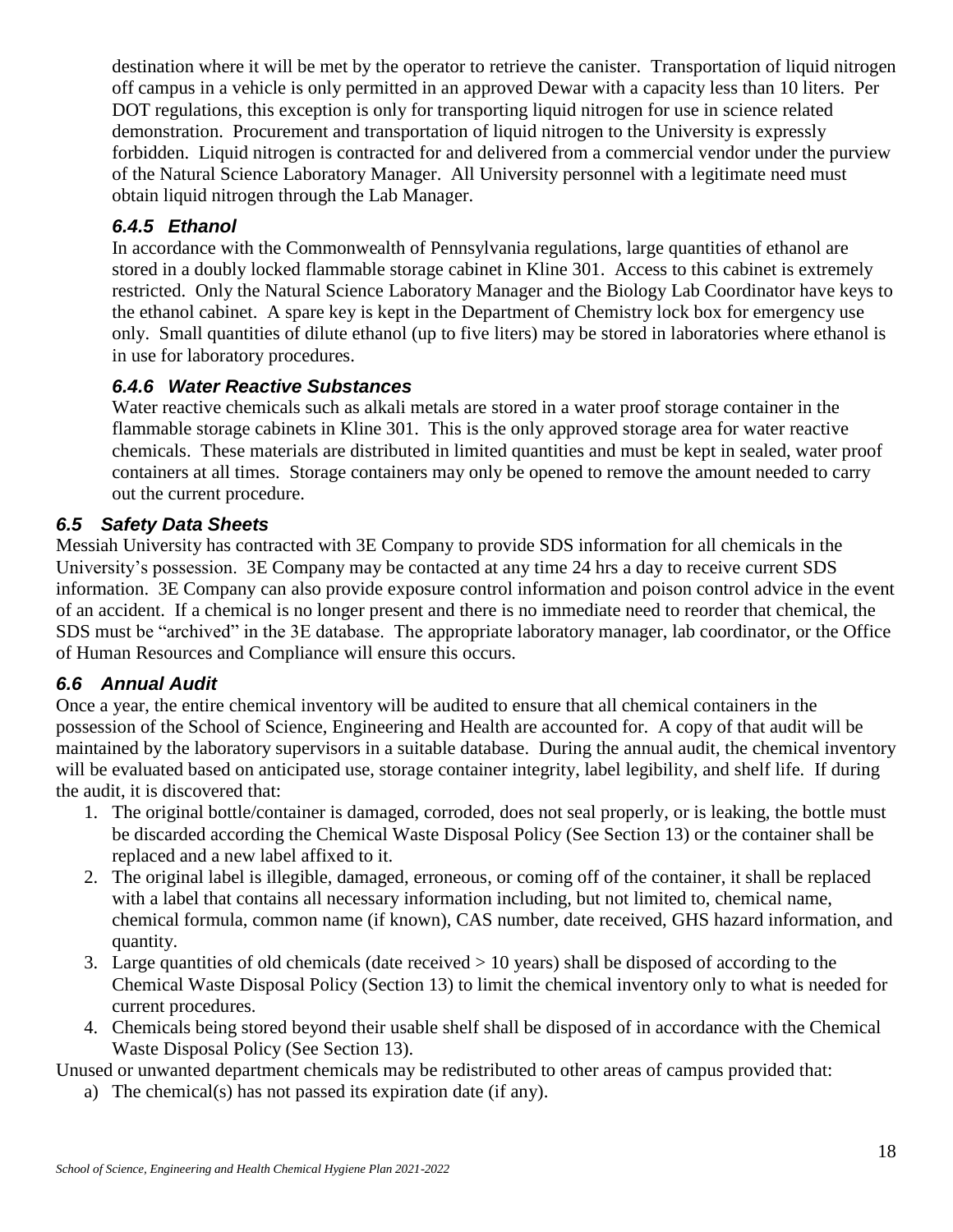destination where it will be met by the operator to retrieve the canister. Transportation of liquid nitrogen off campus in a vehicle is only permitted in an approved Dewar with a capacity less than 10 liters. Per DOT regulations, this exception is only for transporting liquid nitrogen for use in science related demonstration. Procurement and transportation of liquid nitrogen to the University is expressly forbidden. Liquid nitrogen is contracted for and delivered from a commercial vendor under the purview of the Natural Science Laboratory Manager. All University personnel with a legitimate need must obtain liquid nitrogen through the Lab Manager.

#### *6.4.5 Ethanol*

In accordance with the Commonwealth of Pennsylvania regulations, large quantities of ethanol are stored in a doubly locked flammable storage cabinet in Kline 301. Access to this cabinet is extremely restricted. Only the Natural Science Laboratory Manager and the Biology Lab Coordinator have keys to the ethanol cabinet. A spare key is kept in the Department of Chemistry lock box for emergency use only. Small quantities of dilute ethanol (up to five liters) may be stored in laboratories where ethanol is in use for laboratory procedures.

#### *6.4.6 Water Reactive Substances*

Water reactive chemicals such as alkali metals are stored in a water proof storage container in the flammable storage cabinets in Kline 301. This is the only approved storage area for water reactive chemicals. These materials are distributed in limited quantities and must be kept in sealed, water proof containers at all times. Storage containers may only be opened to remove the amount needed to carry out the current procedure.

### *6.5 Safety Data Sheets*

Messiah University has contracted with 3E Company to provide SDS information for all chemicals in the University's possession. 3E Company may be contacted at any time 24 hrs a day to receive current SDS information. 3E Company can also provide exposure control information and poison control advice in the event of an accident. If a chemical is no longer present and there is no immediate need to reorder that chemical, the SDS must be "archived" in the 3E database. The appropriate laboratory manager, lab coordinator, or the Office of Human Resources and Compliance will ensure this occurs.

### *6.6 Annual Audit*

Once a year, the entire chemical inventory will be audited to ensure that all chemical containers in the possession of the School of Science, Engineering and Health are accounted for. A copy of that audit will be maintained by the laboratory supervisors in a suitable database. During the annual audit, the chemical inventory will be evaluated based on anticipated use, storage container integrity, label legibility, and shelf life. If during the audit, it is discovered that:

1. The original bottle/container is damaged, corroded, does not seal properly, or is leaking, the bottle must be discarded according the Chemical Waste Disposal Policy (See Section 13) or the container shall be replaced and a new label affixed to it.
2. The original label is illegible, damaged, erroneous, or coming off of the container, it shall be replaced with a label that contains all necessary information including, but not limited to, chemical name, chemical formula, common name (if known), CAS number, date received, GHS hazard information, and quantity.
3. Large quantities of old chemicals (date received > 10 years) shall be disposed of according to the Chemical Waste Disposal Policy (Section 13) to limit the chemical inventory only to what is needed for current procedures.
4. Chemicals being stored beyond their usable shelf shall be disposed of in accordance with the Chemical Waste Disposal Policy (See Section 13).

Unused or unwanted department chemicals may be redistributed to other areas of campus provided that:

a) The chemical(s) has not passed its expiration date (if any).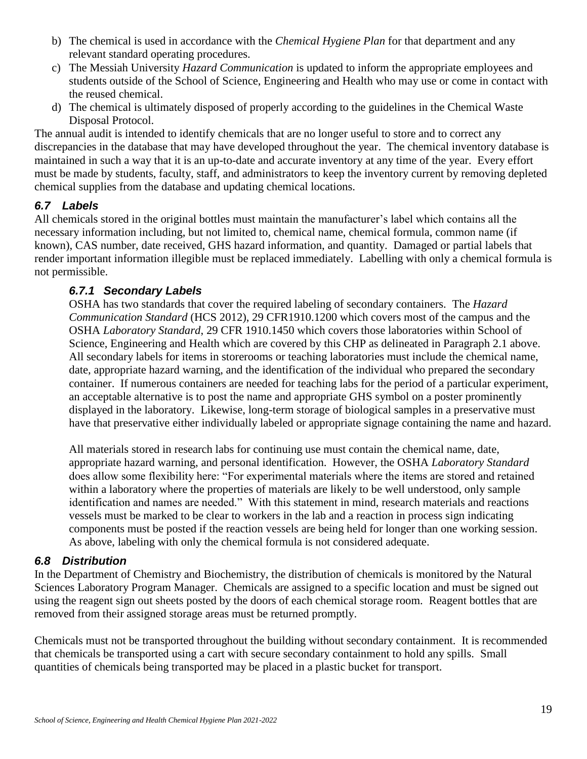b) The chemical is used in accordance with the *Chemical Hygiene Plan* for that department and any relevant standard operating procedures.
c) The Messiah University *Hazard Communication* is updated to inform the appropriate employees and students outside of the School of Science, Engineering and Health who may use or come in contact with the reused chemical.
d) The chemical is ultimately disposed of properly according to the guidelines in the Chemical Waste Disposal Protocol.

The annual audit is intended to identify chemicals that are no longer useful to store and to correct any discrepancies in the database that may have developed throughout the year. The chemical inventory database is maintained in such a way that it is an up-to-date and accurate inventory at any time of the year. Every effort must be made by students, faculty, staff, and administrators to keep the inventory current by removing depleted chemical supplies from the database and updating chemical locations.

## 6.7 Labels

All chemicals stored in the original bottles must maintain the manufacturer's label which contains all the necessary information including, but not limited to, chemical name, chemical formula, common name (if known), CAS number, date received, GHS hazard information, and quantity. Damaged or partial labels that render important information illegible must be replaced immediately. Labelling with only a chemical formula is not permissible.

### 6.7.1 Secondary Labels

OSHA has two standards that cover the required labeling of secondary containers. The *Hazard Communication Standard* (HCS 2012), 29 CFR1910.1200 which covers most of the campus and the OSHA *Laboratory Standard*, 29 CFR 1910.1450 which covers those laboratories within School of Science, Engineering and Health which are covered by this CHP as delineated in Paragraph 2.1 above. All secondary labels for items in storerooms or teaching laboratories must include the chemical name, date, appropriate hazard warning, and the identification of the individual who prepared the secondary container. If numerous containers are needed for teaching labs for the period of a particular experiment, an acceptable alternative is to post the name and appropriate GHS symbol on a poster prominently displayed in the laboratory. Likewise, long-term storage of biological samples in a preservative must have that preservative either individually labeled or appropriate signage containing the name and hazard.

All materials stored in research labs for continuing use must contain the chemical name, date, appropriate hazard warning, and personal identification. However, the OSHA *Laboratory Standard* does allow some flexibility here: "For experimental materials where the items are stored and retained within a laboratory where the properties of materials are likely to be well understood, only sample identification and names are needed." With this statement in mind, research materials and reactions vessels must be marked to be clear to workers in the lab and a reaction in process sign indicating components must be posted if the reaction vessels are being held for longer than one working session. As above, labeling with only the chemical formula is not considered adequate.

## 6.8 Distribution

In the Department of Chemistry and Biochemistry, the distribution of chemicals is monitored by the Natural Sciences Laboratory Program Manager. Chemicals are assigned to a specific location and must be signed out using the reagent sign out sheets posted by the doors of each chemical storage room. Reagent bottles that are removed from their assigned storage areas must be returned promptly.

Chemicals must not be transported throughout the building without secondary containment. It is recommended that chemicals be transported using a cart with secure secondary containment to hold any spills. Small quantities of chemicals being transported may be placed in a plastic bucket for transport.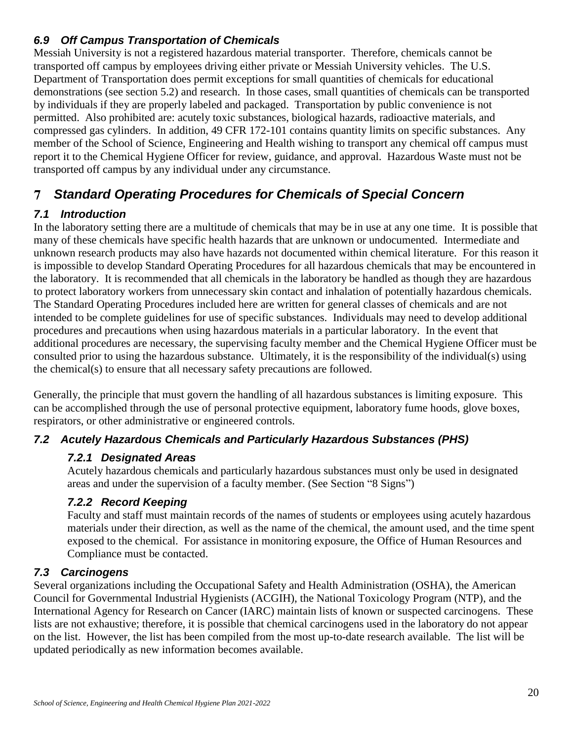### *6.9 Off Campus Transportation of Chemicals*

Messiah University is not a registered hazardous material transporter. Therefore, chemicals cannot be transported off campus by employees driving either private or Messiah University vehicles. The U.S. Department of Transportation does permit exceptions for small quantities of chemicals for educational demonstrations (see section 5.2) and research. In those cases, small quantities of chemicals can be transported by individuals if they are properly labeled and packaged. Transportation by public convenience is not permitted. Also prohibited are: acutely toxic substances, biological hazards, radioactive materials, and compressed gas cylinders. In addition, 49 CFR 172-101 contains quantity limits on specific substances. Any member of the School of Science, Engineering and Health wishing to transport any chemical off campus must report it to the Chemical Hygiene Officer for review, guidance, and approval. Hazardous Waste must not be transported off campus by any individual under any circumstance.

## 7 *Standard Operating Procedures for Chemicals of Special Concern*

### *7.1 Introduction*

In the laboratory setting there are a multitude of chemicals that may be in use at any one time. It is possible that many of these chemicals have specific health hazards that are unknown or undocumented. Intermediate and unknown research products may also have hazards not documented within chemical literature. For this reason it is impossible to develop Standard Operating Procedures for all hazardous chemicals that may be encountered in the laboratory. It is recommended that all chemicals in the laboratory be handled as though they are hazardous to protect laboratory workers from unnecessary skin contact and inhalation of potentially hazardous chemicals. The Standard Operating Procedures included here are written for general classes of chemicals and are not intended to be complete guidelines for use of specific substances. Individuals may need to develop additional procedures and precautions when using hazardous materials in a particular laboratory. In the event that additional procedures are necessary, the supervising faculty member and the Chemical Hygiene Officer must be consulted prior to using the hazardous substance. Ultimately, it is the responsibility of the individual(s) using the chemical(s) to ensure that all necessary safety precautions are followed.

Generally, the principle that must govern the handling of all hazardous substances is limiting exposure. This can be accomplished through the use of personal protective equipment, laboratory fume hoods, glove boxes, respirators, or other administrative or engineered controls.

### *7.2 Acutely Hazardous Chemicals and Particularly Hazardous Substances (PHS)*

#### *7.2.1 Designated Areas*

Acutely hazardous chemicals and particularly hazardous substances must only be used in designated areas and under the supervision of a faculty member. (See Section "8 Signs")

#### *7.2.2 Record Keeping*

Faculty and staff must maintain records of the names of students or employees using acutely hazardous materials under their direction, as well as the name of the chemical, the amount used, and the time spent exposed to the chemical. For assistance in monitoring exposure, the Office of Human Resources and Compliance must be contacted.

### *7.3 Carcinogens*

Several organizations including the Occupational Safety and Health Administration (OSHA), the American Council for Governmental Industrial Hygienists (ACGIH), the National Toxicology Program (NTP), and the International Agency for Research on Cancer (IARC) maintain lists of known or suspected carcinogens. These lists are not exhaustive; therefore, it is possible that chemical carcinogens used in the laboratory do not appear on the list. However, the list has been compiled from the most up-to-date research available. The list will be updated periodically as new information becomes available.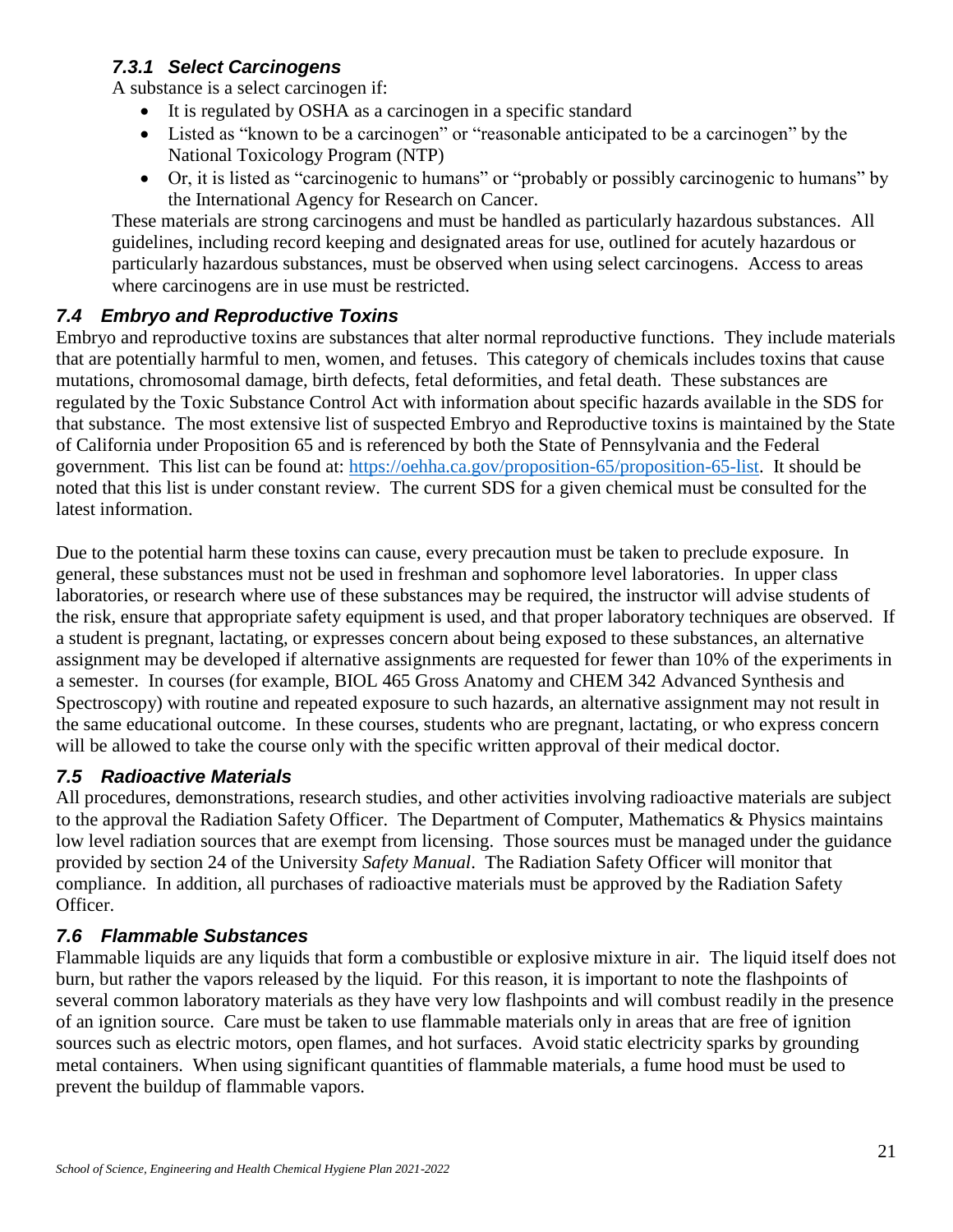### *7.3.1 Select Carcinogens*

A substance is a select carcinogen if:

- It is regulated by OSHA as a carcinogen in a specific standard
- Listed as "known to be a carcinogen" or "reasonable anticipated to be a carcinogen" by the National Toxicology Program (NTP)
- Or, it is listed as "carcinogenic to humans" or "probably or possibly carcinogenic to humans" by the International Agency for Research on Cancer.

These materials are strong carcinogens and must be handled as particularly hazardous substances. All guidelines, including record keeping and designated areas for use, outlined for acutely hazardous or particularly hazardous substances, must be observed when using select carcinogens. Access to areas where carcinogens are in use must be restricted.

## *7.4 Embryo and Reproductive Toxins*

Embryo and reproductive toxins are substances that alter normal reproductive functions. They include materials that are potentially harmful to men, women, and fetuses. This category of chemicals includes toxins that cause mutations, chromosomal damage, birth defects, fetal deformities, and fetal death. These substances are regulated by the Toxic Substance Control Act with information about specific hazards available in the SDS for that substance. The most extensive list of suspected Embryo and Reproductive toxins is maintained by the State of California under Proposition 65 and is referenced by both the State of Pennsylvania and the Federal government. This list can be found at: [https://oehha.ca.gov/proposition-65/proposition-65-list](https://oehha.ca.gov/proposition-65/proposition-65-list). It should be noted that this list is under constant review. The current SDS for a given chemical must be consulted for the latest information.

Due to the potential harm these toxins can cause, every precaution must be taken to preclude exposure. In general, these substances must not be used in freshman and sophomore level laboratories. In upper class laboratories, or research where use of these substances may be required, the instructor will advise students of the risk, ensure that appropriate safety equipment is used, and that proper laboratory techniques are observed. If a student is pregnant, lactating, or expresses concern about being exposed to these substances, an alternative assignment may be developed if alternative assignments are requested for fewer than 10% of the experiments in a semester. In courses (for example, BIOL 465 Gross Anatomy and CHEM 342 Advanced Synthesis and Spectroscopy) with routine and repeated exposure to such hazards, an alternative assignment may not result in the same educational outcome. In these courses, students who are pregnant, lactating, or who express concern will be allowed to take the course only with the specific written approval of their medical doctor.

## *7.5 Radioactive Materials*

All procedures, demonstrations, research studies, and other activities involving radioactive materials are subject to the approval the Radiation Safety Officer. The Department of Computer, Mathematics & Physics maintains low level radiation sources that are exempt from licensing. Those sources must be managed under the guidance provided by section 24 of the University *Safety Manual*. The Radiation Safety Officer will monitor that compliance. In addition, all purchases of radioactive materials must be approved by the Radiation Safety Officer.

## *7.6 Flammable Substances*

Flammable liquids are any liquids that form a combustible or explosive mixture in air. The liquid itself does not burn, but rather the vapors released by the liquid. For this reason, it is important to note the flashpoints of several common laboratory materials as they have very low flashpoints and will combust readily in the presence of an ignition source. Care must be taken to use flammable materials only in areas that are free of ignition sources such as electric motors, open flames, and hot surfaces. Avoid static electricity sparks by grounding metal containers. When using significant quantities of flammable materials, a fume hood must be used to prevent the buildup of flammable vapors.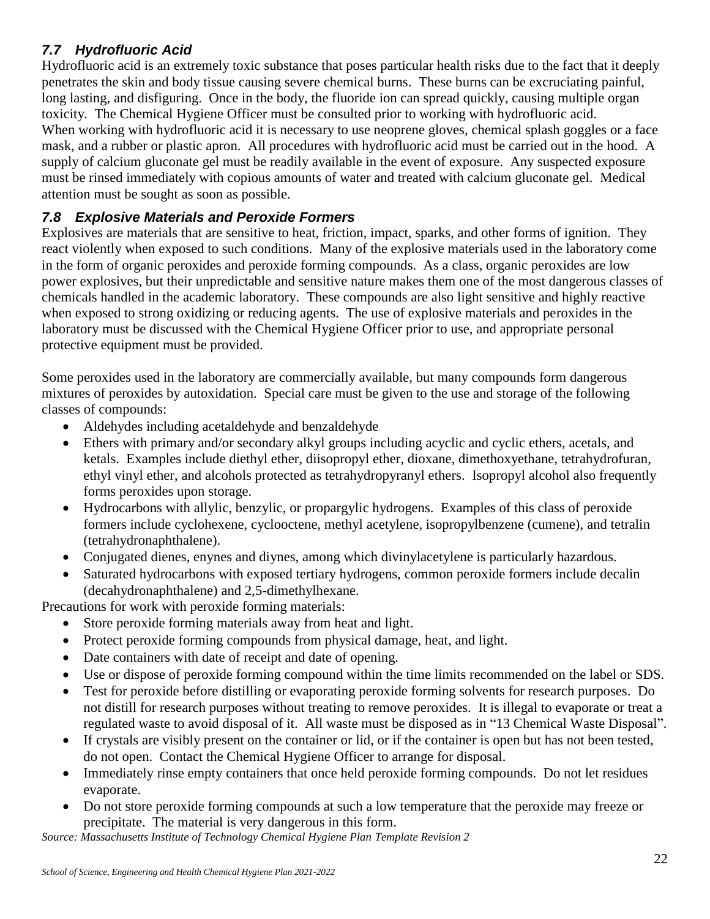### 7.7 Hydrofluoric Acid

Hydrofluoric acid is an extremely toxic substance that poses particular health risks due to the fact that it deeply penetrates the skin and body tissue causing severe chemical burns. These burns can be excruciating painful, long lasting, and disfiguring. Once in the body, the fluoride ion can spread quickly, causing multiple organ toxicity. The Chemical Hygiene Officer must be consulted prior to working with hydrofluoric acid. When working with hydrofluoric acid it is necessary to use neoprene gloves, chemical splash goggles or a face mask, and a rubber or plastic apron. All procedures with hydrofluoric acid must be carried out in the hood. A supply of calcium gluconate gel must be readily available in the event of exposure. Any suspected exposure must be rinsed immediately with copious amounts of water and treated with calcium gluconate gel. Medical attention must be sought as soon as possible.

### 7.8 Explosive Materials and Peroxide Formers

Explosives are materials that are sensitive to heat, friction, impact, sparks, and other forms of ignition. They react violently when exposed to such conditions. Many of the explosive materials used in the laboratory come in the form of organic peroxides and peroxide forming compounds. As a class, organic peroxides are low power explosives, but their unpredictable and sensitive nature makes them one of the most dangerous classes of chemicals handled in the academic laboratory. These compounds are also light sensitive and highly reactive when exposed to strong oxidizing or reducing agents. The use of explosive materials and peroxides in the laboratory must be discussed with the Chemical Hygiene Officer prior to use, and appropriate personal protective equipment must be provided.

Some peroxides used in the laboratory are commercially available, but many compounds form dangerous mixtures of peroxides by autoxidation. Special care must be given to the use and storage of the following classes of compounds:

- Aldehydes including acetaldehyde and benzaldehyde
- Ethers with primary and/or secondary alkyl groups including acyclic and cyclic ethers, acetals, and ketals. Examples include diethyl ether, diisopropyl ether, dioxane, dimethoxyethane, tetrahydrofuran, ethyl vinyl ether, and alcohols protected as tetrahydropyranyl ethers. Isopropyl alcohol also frequently forms peroxides upon storage.
- Hydrocarbons with allylic, benzylic, or propargylic hydrogens. Examples of this class of peroxide formers include cyclohexene, cyclooctene, methyl acetylene, isopropylbenzene (cumene), and tetralin (tetrahydronaphthalene).
- Conjugated dienes, enynes and diynes, among which divinylacetylene is particularly hazardous.
- Saturated hydrocarbons with exposed tertiary hydrogens, common peroxide formers include decalin (decahydronaphthalene) and 2,5-dimethylhexane.

Precautions for work with peroxide forming materials:

- Store peroxide forming materials away from heat and light.
- Protect peroxide forming compounds from physical damage, heat, and light.
- Date containers with date of receipt and date of opening.
- Use or dispose of peroxide forming compound within the time limits recommended on the label or SDS.
- Test for peroxide before distilling or evaporating peroxide forming solvents for research purposes. Do not distill for research purposes without treating to remove peroxides. It is illegal to evaporate or treat a regulated waste to avoid disposal of it. All waste must be disposed as in "13 Chemical Waste Disposal".
- If crystals are visibly present on the container or lid, or if the container is open but has not been tested, do not open. Contact the Chemical Hygiene Officer to arrange for disposal.
- Immediately rinse empty containers that once held peroxide forming compounds. Do not let residues evaporate.
- Do not store peroxide forming compounds at such a low temperature that the peroxide may freeze or precipitate. The material is very dangerous in this form.

*Source: Massachusetts Institute of Technology Chemical Hygiene Plan Template Revision 2*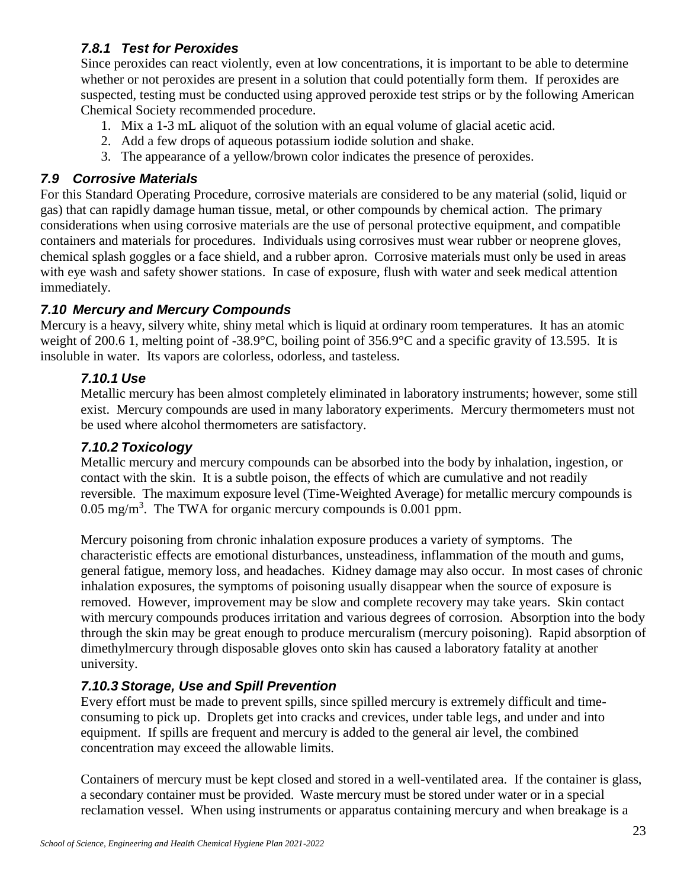### *7.8.1 Test for Peroxides*

Since peroxides can react violently, even at low concentrations, it is important to be able to determine whether or not peroxides are present in a solution that could potentially form them. If peroxides are suspected, testing must be conducted using approved peroxide test strips or by the following American Chemical Society recommended procedure.

1. Mix a 1-3 mL aliquot of the solution with an equal volume of glacial acetic acid.
2. Add a few drops of aqueous potassium iodide solution and shake.
3. The appearance of a yellow/brown color indicates the presence of peroxides.

## *7.9 Corrosive Materials*

For this Standard Operating Procedure, corrosive materials are considered to be any material (solid, liquid or gas) that can rapidly damage human tissue, metal, or other compounds by chemical action. The primary considerations when using corrosive materials are the use of personal protective equipment, and compatible containers and materials for procedures. Individuals using corrosives must wear rubber or neoprene gloves, chemical splash goggles or a face shield, and a rubber apron. Corrosive materials must only be used in areas with eye wash and safety shower stations. In case of exposure, flush with water and seek medical attention immediately.

## *7.10 Mercury and Mercury Compounds*

Mercury is a heavy, silvery white, shiny metal which is liquid at ordinary room temperatures. It has an atomic weight of 200.6 1, melting point of -38.9°C, boiling point of 356.9°C and a specific gravity of 13.595. It is insoluble in water. Its vapors are colorless, odorless, and tasteless.

### *7.10.1 Use*

Metallic mercury has been almost completely eliminated in laboratory instruments; however, some still exist. Mercury compounds are used in many laboratory experiments. Mercury thermometers must not be used where alcohol thermometers are satisfactory.

### *7.10.2 Toxicology*

Metallic mercury and mercury compounds can be absorbed into the body by inhalation, ingestion, or contact with the skin. It is a subtle poison, the effects of which are cumulative and not readily reversible. The maximum exposure level (Time-Weighted Average) for metallic mercury compounds is 0.05 $mg/m^3$. The TWA for organic mercury compounds is 0.001 ppm.

Mercury poisoning from chronic inhalation exposure produces a variety of symptoms. The characteristic effects are emotional disturbances, unsteadiness, inflammation of the mouth and gums, general fatigue, memory loss, and headaches. Kidney damage may also occur. In most cases of chronic inhalation exposures, the symptoms of poisoning usually disappear when the source of exposure is removed. However, improvement may be slow and complete recovery may take years. Skin contact with mercury compounds produces irritation and various degrees of corrosion. Absorption into the body through the skin may be great enough to produce mercuralism (mercury poisoning). Rapid absorption of dimethylmercury through disposable gloves onto skin has caused a laboratory fatality at another university.

### *7.10.3 Storage, Use and Spill Prevention*

Every effort must be made to prevent spills, since spilled mercury is extremely difficult and time-consuming to pick up. Droplets get into cracks and crevices, under table legs, and under and into equipment. If spills are frequent and mercury is added to the general air level, the combined concentration may exceed the allowable limits.

Containers of mercury must be kept closed and stored in a well-ventilated area. If the container is glass, a secondary container must be provided. Waste mercury must be stored under water or in a special reclamation vessel. When using instruments or apparatus containing mercury and when breakage is a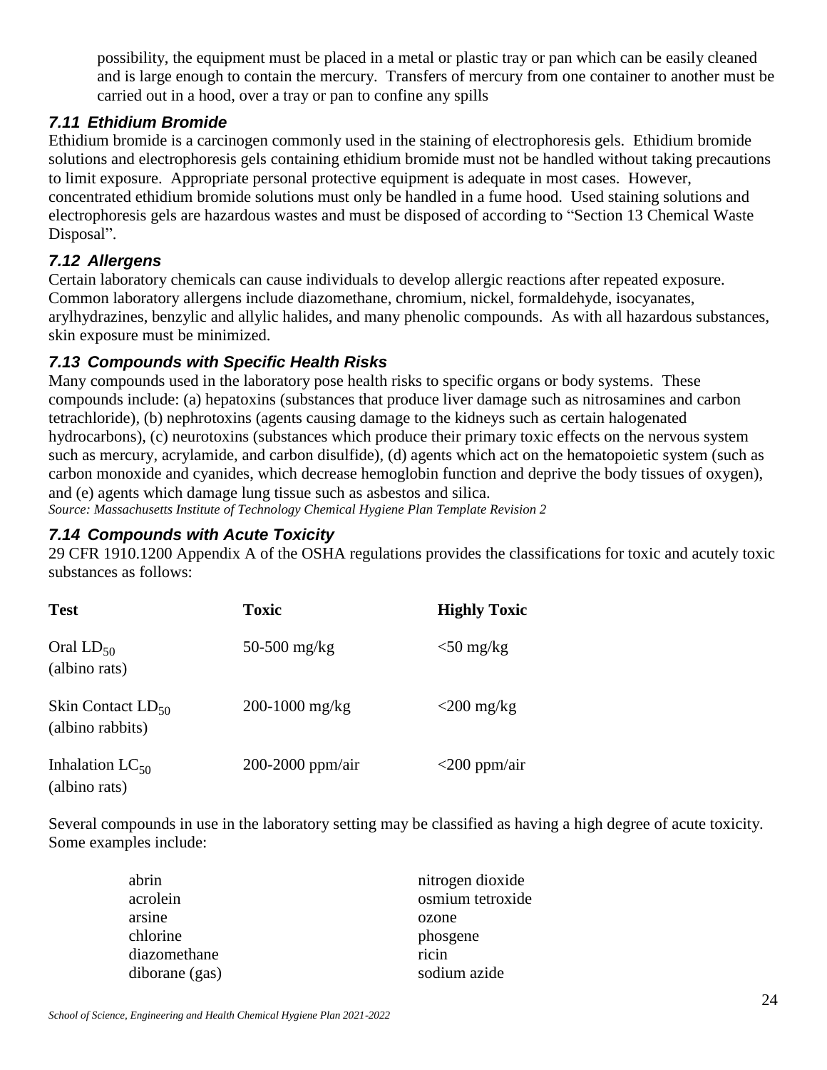possibility, the equipment must be placed in a metal or plastic tray or pan which can be easily cleaned and is large enough to contain the mercury. Transfers of mercury from one container to another must be carried out in a hood, over a tray or pan to confine any spills

### *7.11 Ethidium Bromide*

Ethidium bromide is a carcinogen commonly used in the staining of electrophoresis gels. Ethidium bromide solutions and electrophoresis gels containing ethidium bromide must not be handled without taking precautions to limit exposure. Appropriate personal protective equipment is adequate in most cases. However, concentrated ethidium bromide solutions must only be handled in a fume hood. Used staining solutions and electrophoresis gels are hazardous wastes and must be disposed of according to "Section 13 Chemical Waste Disposal".

### *7.12 Allergens*

Certain laboratory chemicals can cause individuals to develop allergic reactions after repeated exposure. Common laboratory allergens include diazomethane, chromium, nickel, formaldehyde, isocyanates, arylhydrazines, benzylic and allylic halides, and many phenolic compounds. As with all hazardous substances, skin exposure must be minimized.

### *7.13 Compounds with Specific Health Risks*

Many compounds used in the laboratory pose health risks to specific organs or body systems. These compounds include: (a) hepatoxins (substances that produce liver damage such as nitrosamines and carbon tetrachloride), (b) nephrotoxins (agents causing damage to the kidneys such as certain halogenated hydrocarbons), (c) neurotoxins (substances which produce their primary toxic effects on the nervous system such as mercury, acrylamide, and carbon disulfide), (d) agents which act on the hematopoietic system (such as carbon monoxide and cyanides, which decrease hemoglobin function and deprive the body tissues of oxygen), and (e) agents which damage lung tissue such as asbestos and silica.

*Source: Massachusetts Institute of Technology Chemical Hygiene Plan Template Revision 2*

### *7.14 Compounds with Acute Toxicity*

29 CFR 1910.1200 Appendix A of the OSHA regulations provides the classifications for toxic and acutely toxic substances as follows:

| Test | Toxic | Highly Toxic |
|---|---|---|
| Oral $LD_{50}$ (albino rats) | 50-500 mg/kg | <50 mg/kg |
| Skin Contact $LD_{50}$ (albino rabbits) | 200-1000 mg/kg | <200 mg/kg |
| Inhalation $LC_{50}$ (albino rats) | 200-2000 ppm/air | <200 ppm/air |

Several compounds in use in the laboratory setting may be classified as having a high degree of acute toxicity. Some examples include:

- abrin
- acrolein
- arsine
- chlorine
- diazomethane
- diborane (gas)
- nitrogen dioxide
- osmium tetroxide
- ozone
- phosgene
- ricin
- sodium azide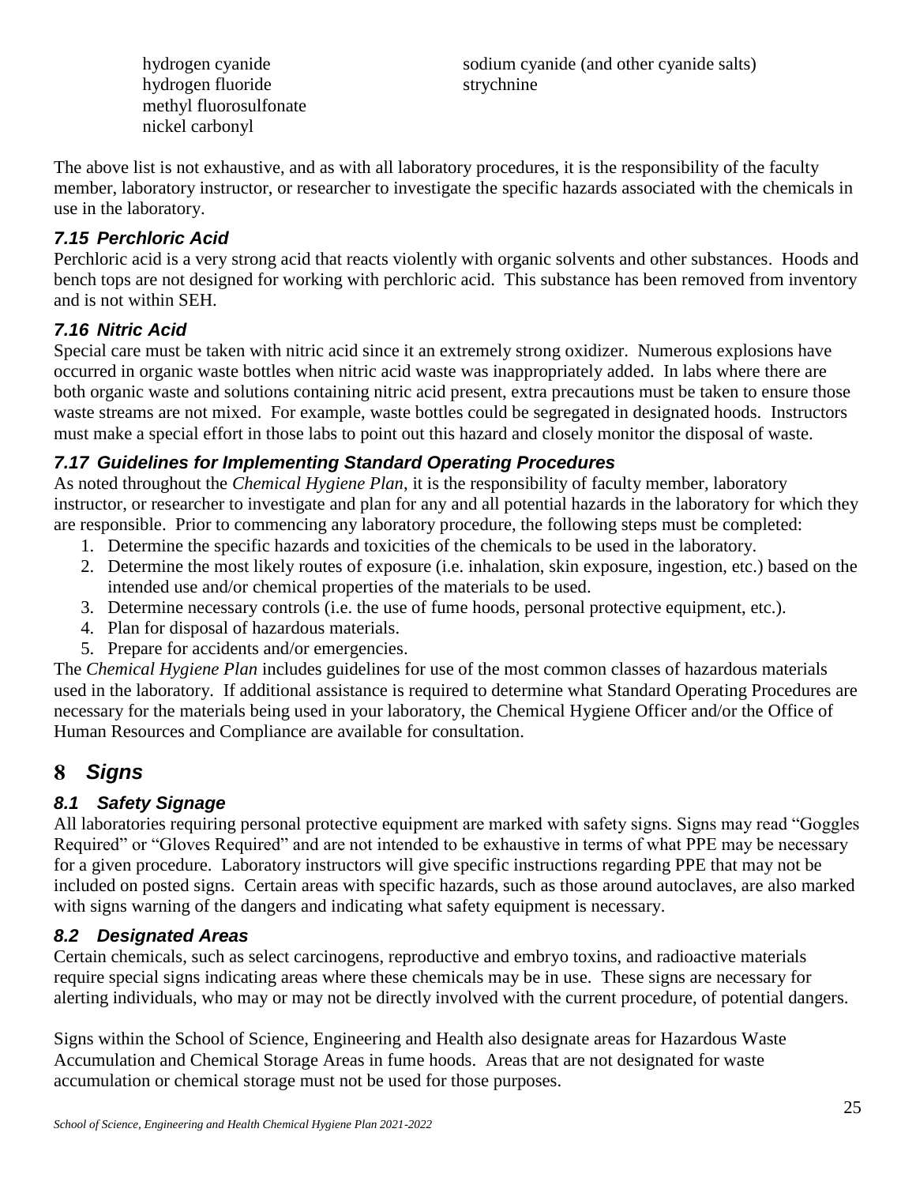- hydrogen cyanide
- hydrogen fluoride
- methyl fluorosulfonate
- nickel carbonyl
- sodium cyanide (and other cyanide salts)
- strychnine

The above list is not exhaustive, and as with all laboratory procedures, it is the responsibility of the faculty member, laboratory instructor, or researcher to investigate the specific hazards associated with the chemicals in use in the laboratory.

### *7.15 Perchloric Acid*

Perchloric acid is a very strong acid that reacts violently with organic solvents and other substances. Hoods and bench tops are not designed for working with perchloric acid. This substance has been removed from inventory and is not within SEH.

### *7.16 Nitric Acid*

Special care must be taken with nitric acid since it an extremely strong oxidizer. Numerous explosions have occurred in organic waste bottles when nitric acid waste was inappropriately added. In labs where there are both organic waste and solutions containing nitric acid present, extra precautions must be taken to ensure those waste streams are not mixed. For example, waste bottles could be segregated in designated hoods. Instructors must make a special effort in those labs to point out this hazard and closely monitor the disposal of waste.

### *7.17 Guidelines for Implementing Standard Operating Procedures*

As noted throughout the *Chemical Hygiene Plan*, it is the responsibility of faculty member, laboratory instructor, or researcher to investigate and plan for any and all potential hazards in the laboratory for which they are responsible. Prior to commencing any laboratory procedure, the following steps must be completed:

1. Determine the specific hazards and toxicities of the chemicals to be used in the laboratory.
2. Determine the most likely routes of exposure (i.e. inhalation, skin exposure, ingestion, etc.) based on the intended use and/or chemical properties of the materials to be used.
3. Determine necessary controls (i.e. the use of fume hoods, personal protective equipment, etc.).
4. Plan for disposal of hazardous materials.
5. Prepare for accidents and/or emergencies.

The *Chemical Hygiene Plan* includes guidelines for use of the most common classes of hazardous materials used in the laboratory. If additional assistance is required to determine what Standard Operating Procedures are necessary for the materials being used in your laboratory, the Chemical Hygiene Officer and/or the Office of Human Resources and Compliance are available for consultation.

## 8 *Signs*

### *8.1 Safety Signage*

All laboratories requiring personal protective equipment are marked with safety signs. Signs may read "Goggles Required" or "Gloves Required" and are not intended to be exhaustive in terms of what PPE may be necessary for a given procedure. Laboratory instructors will give specific instructions regarding PPE that may not be included on posted signs. Certain areas with specific hazards, such as those around autoclaves, are also marked with signs warning of the dangers and indicating what safety equipment is necessary.

### *8.2 Designated Areas*

Certain chemicals, such as select carcinogens, reproductive and embryo toxins, and radioactive materials require special signs indicating areas where these chemicals may be in use. These signs are necessary for alerting individuals, who may or may not be directly involved with the current procedure, of potential dangers.

Signs within the School of Science, Engineering and Health also designate areas for Hazardous Waste Accumulation and Chemical Storage Areas in fume hoods. Areas that are not designated for waste accumulation or chemical storage must not be used for those purposes.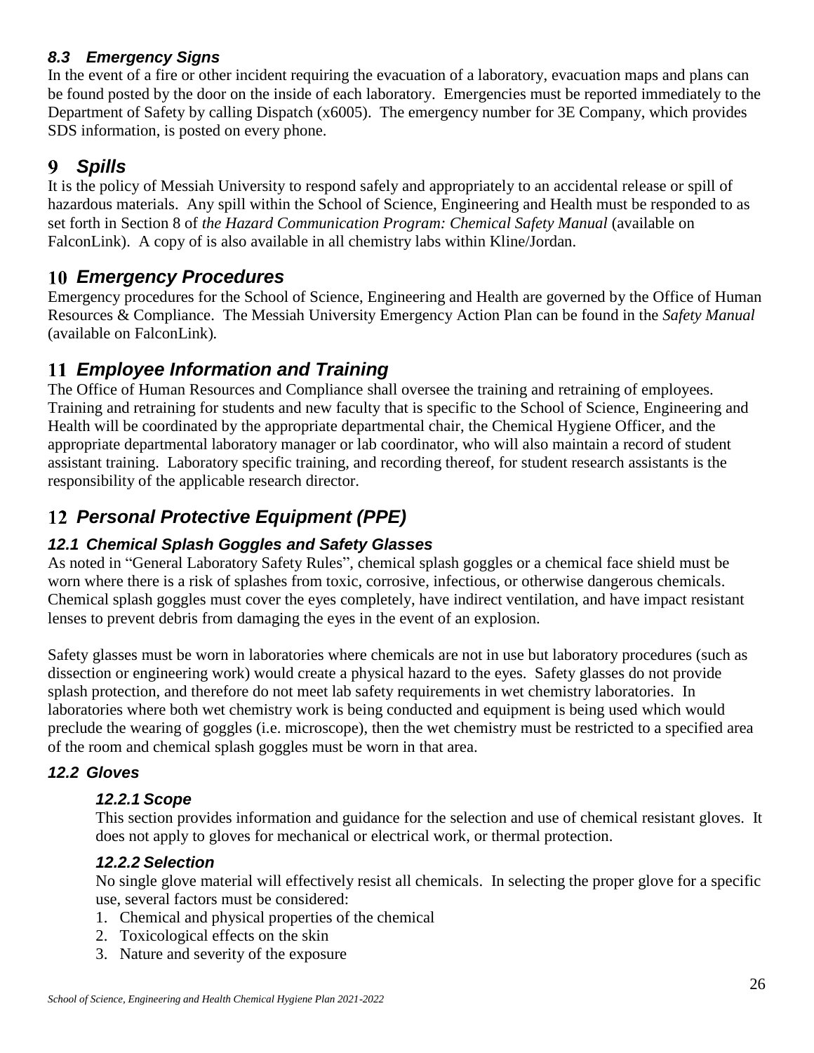### 8.3 Emergency Signs

In the event of a fire or other incident requiring the evacuation of a laboratory, evacuation maps and plans can be found posted by the door on the inside of each laboratory. Emergencies must be reported immediately to the Department of Safety by calling Dispatch (x6005). The emergency number for 3E Company, which provides SDS information, is posted on every phone.

# 9 Spills

It is the policy of Messiah University to respond safely and appropriately to an accidental release or spill of hazardous materials. Any spill within the School of Science, Engineering and Health must be responded to as set forth in Section 8 of *the Hazard Communication Program: Chemical Safety Manual* (available on FalconLink). A copy of is also available in all chemistry labs within Kline/Jordan.

# 10 Emergency Procedures

Emergency procedures for the School of Science, Engineering and Health are governed by the Office of Human Resources & Compliance. The Messiah University Emergency Action Plan can be found in the *Safety Manual* (available on FalconLink).

# 11 Employee Information and Training

The Office of Human Resources and Compliance shall oversee the training and retraining of employees. Training and retraining for students and new faculty that is specific to the School of Science, Engineering and Health will be coordinated by the appropriate departmental chair, the Chemical Hygiene Officer, and the appropriate departmental laboratory manager or lab coordinator, who will also maintain a record of student assistant training. Laboratory specific training, and recording thereof, for student research assistants is the responsibility of the applicable research director.

# 12 Personal Protective Equipment (PPE)

## 12.1 Chemical Splash Goggles and Safety Glasses

As noted in "General Laboratory Safety Rules", chemical splash goggles or a chemical face shield must be worn where there is a risk of splashes from toxic, corrosive, infectious, or otherwise dangerous chemicals. Chemical splash goggles must cover the eyes completely, have indirect ventilation, and have impact resistant lenses to prevent debris from damaging the eyes in the event of an explosion.

Safety glasses must be worn in laboratories where chemicals are not in use but laboratory procedures (such as dissection or engineering work) would create a physical hazard to the eyes. Safety glasses do not provide splash protection, and therefore do not meet lab safety requirements in wet chemistry laboratories. In laboratories where both wet chemistry work is being conducted and equipment is being used which would preclude the wearing of goggles (i.e. microscope), then the wet chemistry must be restricted to a specified area of the room and chemical splash goggles must be worn in that area.

## 12.2 Gloves

### 12.2.1 Scope

This section provides information and guidance for the selection and use of chemical resistant gloves. It does not apply to gloves for mechanical or electrical work, or thermal protection.

### 12.2.2 Selection

No single glove material will effectively resist all chemicals. In selecting the proper glove for a specific use, several factors must be considered:

1. Chemical and physical properties of the chemical
2. Toxicological effects on the skin
3. Nature and severity of the exposure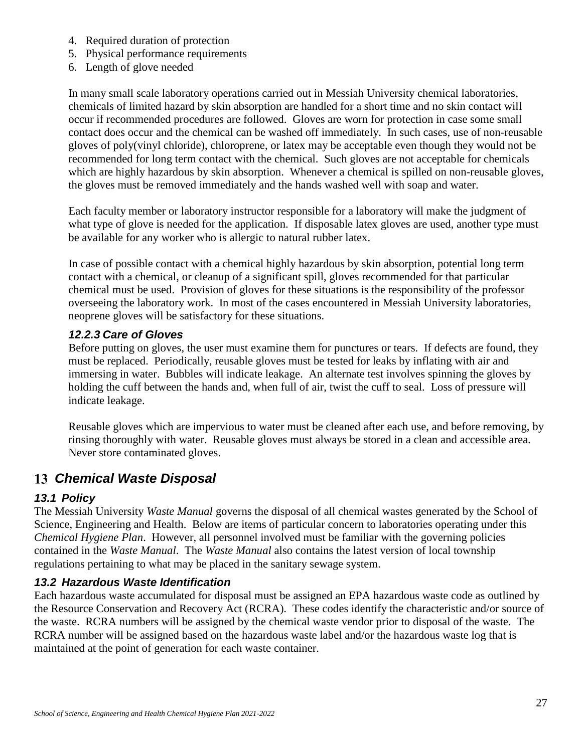4. Required duration of protection
5. Physical performance requirements
6. Length of glove needed

In many small scale laboratory operations carried out in Messiah University chemical laboratories, chemicals of limited hazard by skin absorption are handled for a short time and no skin contact will occur if recommended procedures are followed. Gloves are worn for protection in case some small contact does occur and the chemical can be washed off immediately. In such cases, use of non-reusable gloves of poly(vinyl chloride), chloroprene, or latex may be acceptable even though they would not be recommended for long term contact with the chemical. Such gloves are not acceptable for chemicals which are highly hazardous by skin absorption. Whenever a chemical is spilled on non-reusable gloves, the gloves must be removed immediately and the hands washed well with soap and water.

Each faculty member or laboratory instructor responsible for a laboratory will make the judgment of what type of glove is needed for the application. If disposable latex gloves are used, another type must be available for any worker who is allergic to natural rubber latex.

In case of possible contact with a chemical highly hazardous by skin absorption, potential long term contact with a chemical, or cleanup of a significant spill, gloves recommended for that particular chemical must be used. Provision of gloves for these situations is the responsibility of the professor overseeing the laboratory work. In most of the cases encountered in Messiah University laboratories, neoprene gloves will be satisfactory for these situations.

#### 12.2.3 Care of Gloves

Before putting on gloves, the user must examine them for punctures or tears. If defects are found, they must be replaced. Periodically, reusable gloves must be tested for leaks by inflating with air and immersing in water. Bubbles will indicate leakage. An alternate test involves spinning the gloves by holding the cuff between the hands and, when full of air, twist the cuff to seal. Loss of pressure will indicate leakage.

Reusable gloves which are impervious to water must be cleaned after each use, and before removing, by rinsing thoroughly with water. Reusable gloves must always be stored in a clean and accessible area. Never store contaminated gloves.

# 13 *Chemical Waste Disposal*

## 13.1 Policy

The Messiah University *Waste Manual* governs the disposal of all chemical wastes generated by the School of Science, Engineering and Health. Below are items of particular concern to laboratories operating under this *Chemical Hygiene Plan*. However, all personnel involved must be familiar with the governing policies contained in the *Waste Manual*. The *Waste Manual* also contains the latest version of local township regulations pertaining to what may be placed in the sanitary sewage system.

## 13.2 Hazardous Waste Identification

Each hazardous waste accumulated for disposal must be assigned an EPA hazardous waste code as outlined by the Resource Conservation and Recovery Act (RCRA). These codes identify the characteristic and/or source of the waste. RCRA numbers will be assigned by the chemical waste vendor prior to disposal of the waste. The RCRA number will be assigned based on the hazardous waste label and/or the hazardous waste log that is maintained at the point of generation for each waste container.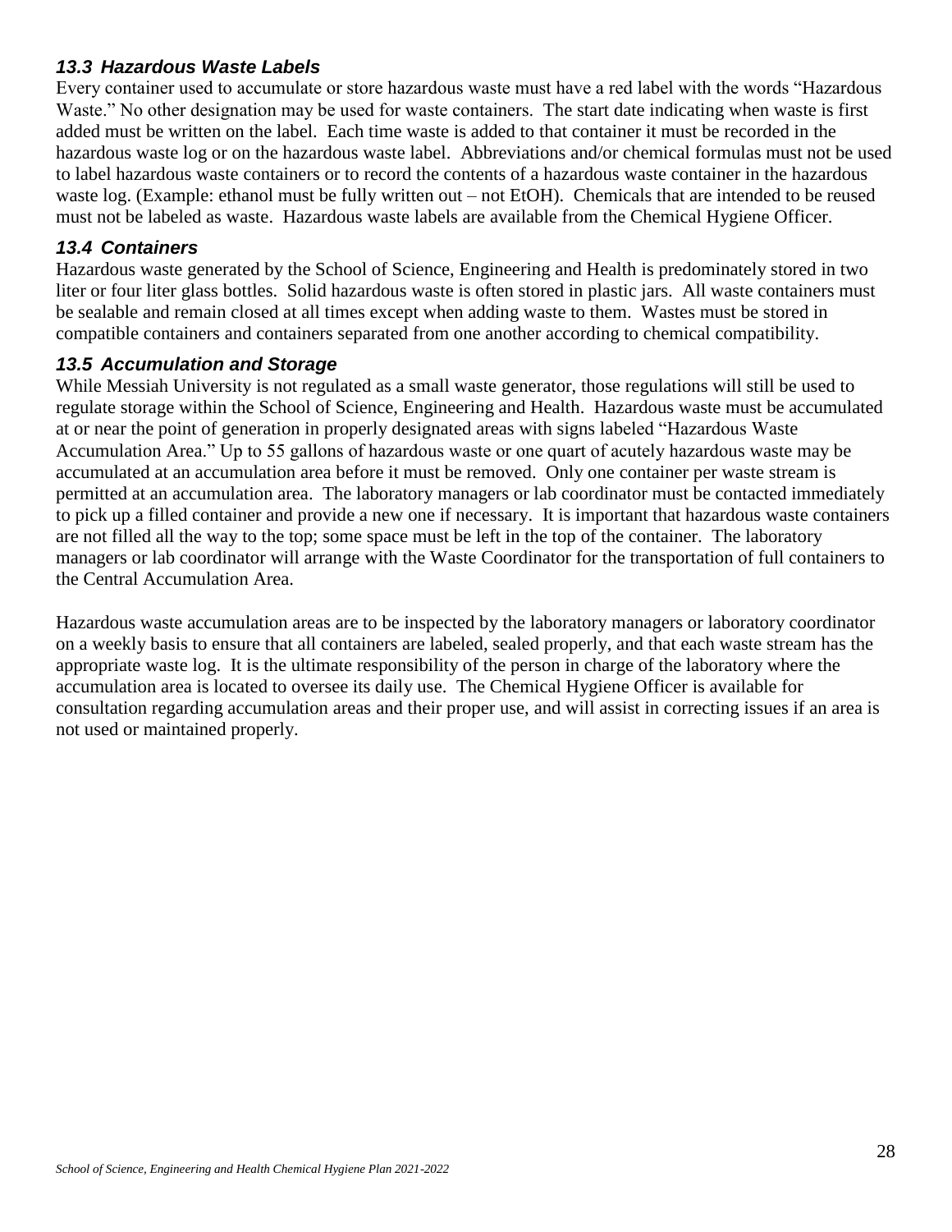### *13.3 Hazardous Waste Labels*

Every container used to accumulate or store hazardous waste must have a red label with the words "Hazardous Waste." No other designation may be used for waste containers. The start date indicating when waste is first added must be written on the label. Each time waste is added to that container it must be recorded in the hazardous waste log or on the hazardous waste label. Abbreviations and/or chemical formulas must not be used to label hazardous waste containers or to record the contents of a hazardous waste container in the hazardous waste log. (Example: ethanol must be fully written out – not EtOH). Chemicals that are intended to be reused must not be labeled as waste. Hazardous waste labels are available from the Chemical Hygiene Officer.

### *13.4 Containers*

Hazardous waste generated by the School of Science, Engineering and Health is predominately stored in two liter or four liter glass bottles. Solid hazardous waste is often stored in plastic jars. All waste containers must be sealable and remain closed at all times except when adding waste to them. Wastes must be stored in compatible containers and containers separated from one another according to chemical compatibility.

### *13.5 Accumulation and Storage*

While Messiah University is not regulated as a small waste generator, those regulations will still be used to regulate storage within the School of Science, Engineering and Health. Hazardous waste must be accumulated at or near the point of generation in properly designated areas with signs labeled "Hazardous Waste Accumulation Area." Up to 55 gallons of hazardous waste or one quart of acutely hazardous waste may be accumulated at an accumulation area before it must be removed. Only one container per waste stream is permitted at an accumulation area. The laboratory managers or lab coordinator must be contacted immediately to pick up a filled container and provide a new one if necessary. It is important that hazardous waste containers are not filled all the way to the top; some space must be left in the top of the container. The laboratory managers or lab coordinator will arrange with the Waste Coordinator for the transportation of full containers to the Central Accumulation Area.

Hazardous waste accumulation areas are to be inspected by the laboratory managers or laboratory coordinator on a weekly basis to ensure that all containers are labeled, sealed properly, and that each waste stream has the appropriate waste log. It is the ultimate responsibility of the person in charge of the laboratory where the accumulation area is located to oversee its daily use. The Chemical Hygiene Officer is available for consultation regarding accumulation areas and their proper use, and will assist in correcting issues if an area is not used or maintained properly.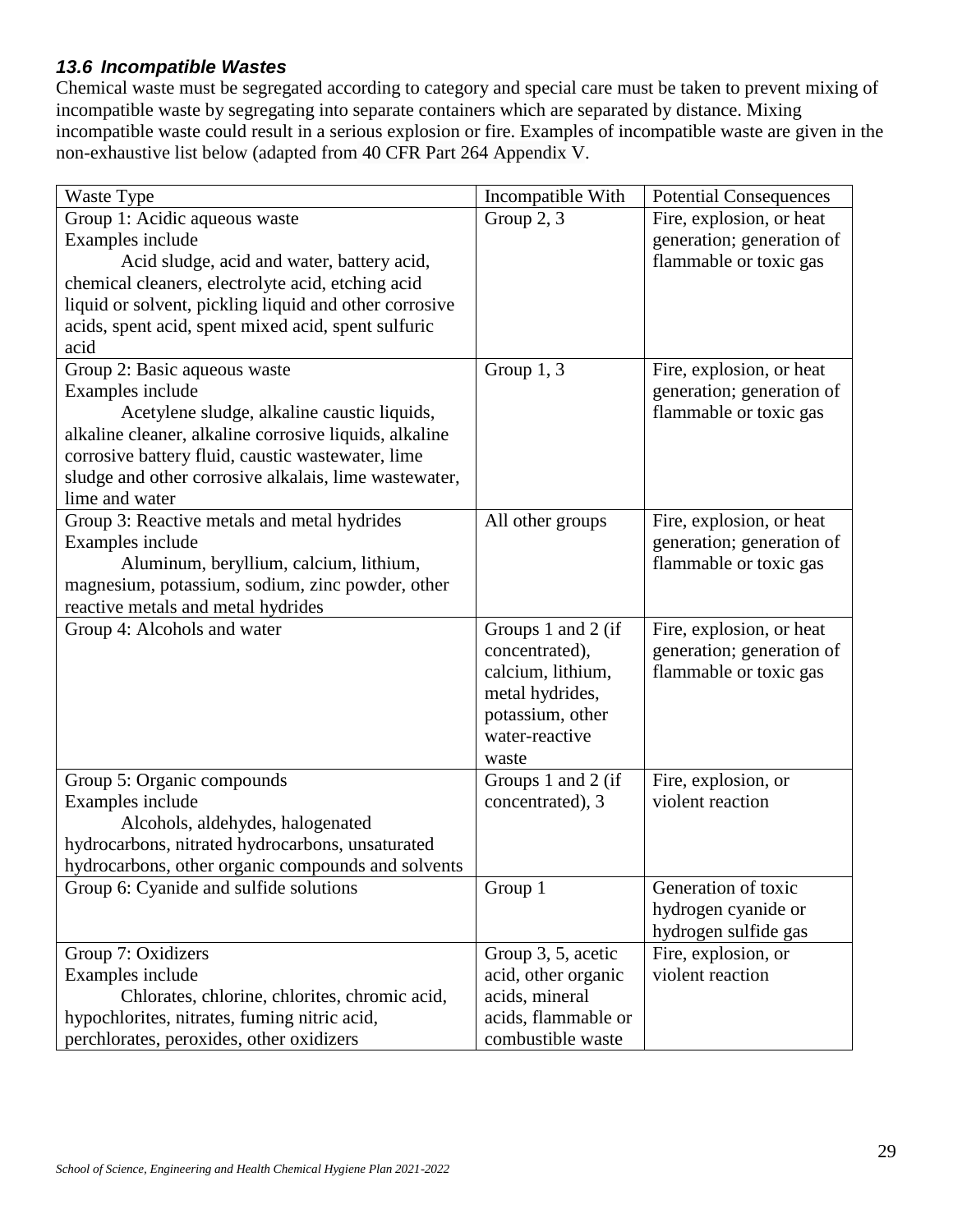### *13.6 Incompatible Wastes*

Chemical waste must be segregated according to category and special care must be taken to prevent mixing of incompatible waste by segregating into separate containers which are separated by distance. Mixing incompatible waste could result in a serious explosion or fire. Examples of incompatible waste are given in the non-exhaustive list below (adapted from 40 CFR Part 264 Appendix V.

| Waste Type | Incompatible With | Potential Consequences |
|---|---|---|
| Group 1: Acidic aqueous waste<br>Examples include<br>Acid sludge, acid and water, battery acid, chemical cleaners, electrolyte acid, etching acid liquid or solvent, pickling liquid and other corrosive acids, spent acid, spent mixed acid, spent sulfuric acid | Group 2, 3 | Fire, explosion, or heat generation; generation of flammable or toxic gas |
| Group 2: Basic aqueous waste<br>Examples include<br>Acetylene sludge, alkaline caustic liquids, alkaline cleaner, alkaline corrosive liquids, alkaline corrosive battery fluid, caustic wastewater, lime sludge and other corrosive alkalais, lime wastewater, lime and water | Group 1, 3 | Fire, explosion, or heat generation; generation of flammable or toxic gas |
| Group 3: Reactive metals and metal hydrides<br>Examples include<br>Aluminum, beryllium, calcium, lithium, magnesium, potassium, sodium, zinc powder, other reactive metals and metal hydrides | All other groups | Fire, explosion, or heat generation; generation of flammable or toxic gas |
| Group 4: Alcohols and water | Groups 1 and 2 (if concentrated), calcium, lithium, metal hydrides, potassium, other water-reactive waste | Fire, explosion, or heat generation; generation of flammable or toxic gas |
| Group 5: Organic compounds<br>Examples include<br>Alcohols, aldehydes, halogenated hydrocarbons, nitrated hydrocarbons, unsaturated hydrocarbons, other organic compounds and solvents | Groups 1 and 2 (if concentrated), 3 | Fire, explosion, or violent reaction |
| Group 6: Cyanide and sulfide solutions | Group 1 | Generation of toxic hydrogen cyanide or hydrogen sulfide gas |
| Group 7: Oxidizers<br>Examples include<br>Chlorates, chlorine, chlorites, chromic acid, hypochlorites, nitrates, fuming nitric acid, perchlorates, peroxides, other oxidizers | Group 3, 5, acetic acid, other organic acids, mineral acids, flammable or combustible waste | Fire, explosion, or violent reaction |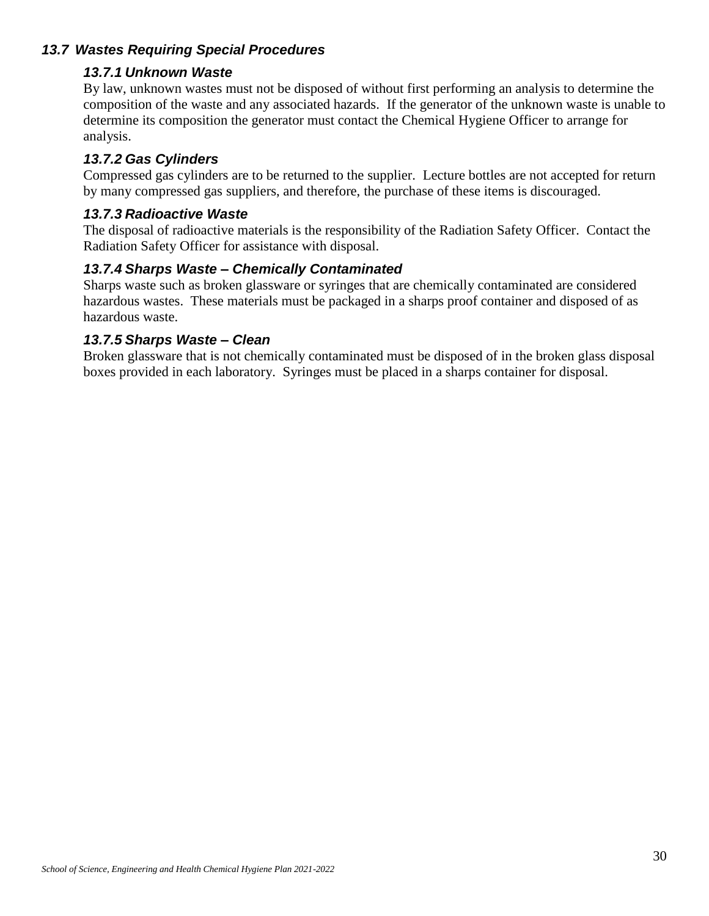## *13.7 Wastes Requiring Special Procedures*

### *13.7.1 Unknown Waste*

By law, unknown wastes must not be disposed of without first performing an analysis to determine the composition of the waste and any associated hazards. If the generator of the unknown waste is unable to determine its composition the generator must contact the Chemical Hygiene Officer to arrange for analysis.

### *13.7.2 Gas Cylinders*

Compressed gas cylinders are to be returned to the supplier. Lecture bottles are not accepted for return by many compressed gas suppliers, and therefore, the purchase of these items is discouraged.

### *13.7.3 Radioactive Waste*

The disposal of radioactive materials is the responsibility of the Radiation Safety Officer. Contact the Radiation Safety Officer for assistance with disposal.

### *13.7.4 Sharps Waste – Chemically Contaminated*

Sharps waste such as broken glassware or syringes that are chemically contaminated are considered hazardous wastes. These materials must be packaged in a sharps proof container and disposed of as hazardous waste.

### *13.7.5 Sharps Waste – Clean*

Broken glassware that is not chemically contaminated must be disposed of in the broken glass disposal boxes provided in each laboratory. Syringes must be placed in a sharps container for disposal.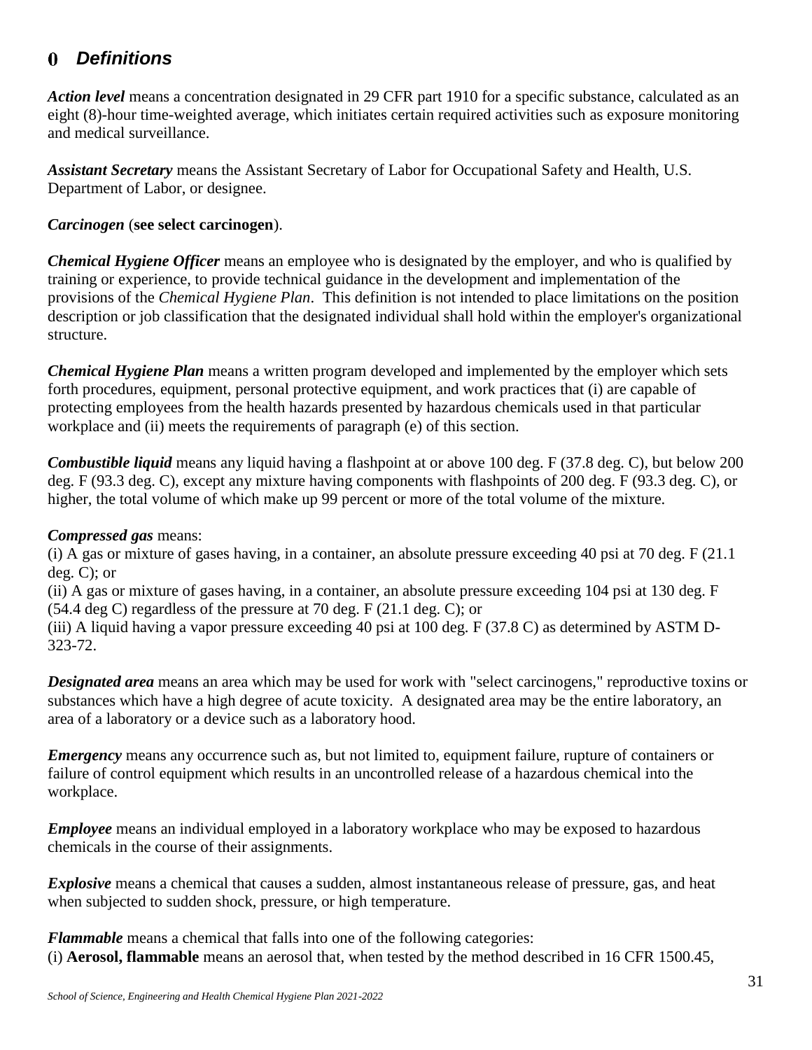## 0 *Definitions*

***Action level*** means a concentration designated in 29 CFR part 1910 for a specific substance, calculated as an eight (8)-hour time-weighted average, which initiates certain required activities such as exposure monitoring and medical surveillance.

***Assistant Secretary*** means the Assistant Secretary of Labor for Occupational Safety and Health, U.S. Department of Labor, or designee.

***Carcinogen*** (**see select carcinogen**).

***Chemical Hygiene Officer*** means an employee who is designated by the employer, and who is qualified by training or experience, to provide technical guidance in the development and implementation of the provisions of the *Chemical Hygiene Plan*. This definition is not intended to place limitations on the position description or job classification that the designated individual shall hold within the employer's organizational structure.

***Chemical Hygiene Plan*** means a written program developed and implemented by the employer which sets forth procedures, equipment, personal protective equipment, and work practices that (i) are capable of protecting employees from the health hazards presented by hazardous chemicals used in that particular workplace and (ii) meets the requirements of paragraph (e) of this section.

***Combustible liquid*** means any liquid having a flashpoint at or above 100 deg. F (37.8 deg. C), but below 200 deg. F (93.3 deg. C), except any mixture having components with flashpoints of 200 deg. F (93.3 deg. C), or higher, the total volume of which make up 99 percent or more of the total volume of the mixture.

***Compressed gas*** means:
(i) A gas or mixture of gases having, in a container, an absolute pressure exceeding 40 psi at 70 deg. F (21.1 deg. C); or
(ii) A gas or mixture of gases having, in a container, an absolute pressure exceeding 104 psi at 130 deg. F (54.4 deg C) regardless of the pressure at 70 deg. F (21.1 deg. C); or
(iii) A liquid having a vapor pressure exceeding 40 psi at 100 deg. F (37.8 C) as determined by ASTM D-323-72.

***Designated area*** means an area which may be used for work with "select carcinogens," reproductive toxins or substances which have a high degree of acute toxicity. A designated area may be the entire laboratory, an area of a laboratory or a device such as a laboratory hood.

***Emergency*** means any occurrence such as, but not limited to, equipment failure, rupture of containers or failure of control equipment which results in an uncontrolled release of a hazardous chemical into the workplace.

***Employee*** means an individual employed in a laboratory workplace who may be exposed to hazardous chemicals in the course of their assignments.

***Explosive*** means a chemical that causes a sudden, almost instantaneous release of pressure, gas, and heat when subjected to sudden shock, pressure, or high temperature.

***Flammable*** means a chemical that falls into one of the following categories:
(i) **Aerosol, flammable** means an aerosol that, when tested by the method described in 16 CFR 1500.45,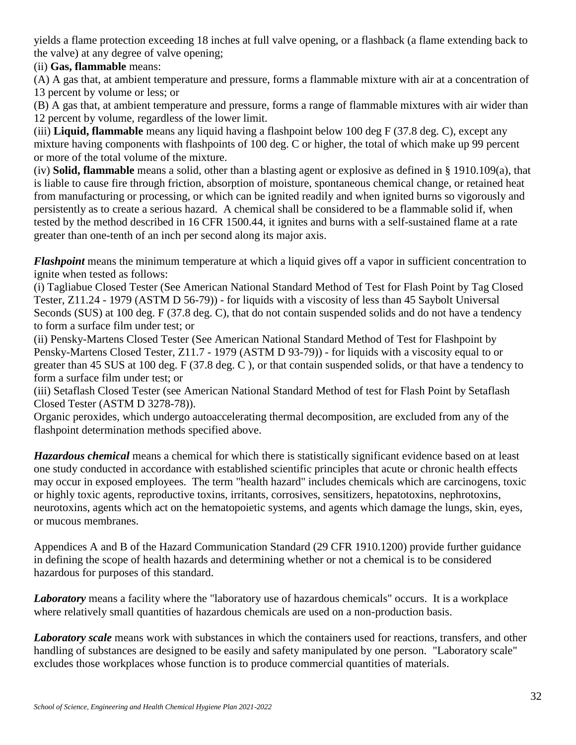yields a flame protection exceeding 18 inches at full valve opening, or a flashback (a flame extending back to the valve) at any degree of valve opening;

(ii) **Gas, flammable** means:

(A) A gas that, at ambient temperature and pressure, forms a flammable mixture with air at a concentration of 13 percent by volume or less; or

(B) A gas that, at ambient temperature and pressure, forms a range of flammable mixtures with air wider than 12 percent by volume, regardless of the lower limit.

(iii) **Liquid, flammable** means any liquid having a flashpoint below 100 deg F (37.8 deg. C), except any mixture having components with flashpoints of 100 deg. C or higher, the total of which make up 99 percent or more of the total volume of the mixture.

(iv) **Solid, flammable** means a solid, other than a blasting agent or explosive as defined in § 1910.109(a), that is liable to cause fire through friction, absorption of moisture, spontaneous chemical change, or retained heat from manufacturing or processing, or which can be ignited readily and when ignited burns so vigorously and persistently as to create a serious hazard. A chemical shall be considered to be a flammable solid if, when tested by the method described in 16 CFR 1500.44, it ignites and burns with a self-sustained flame at a rate greater than one-tenth of an inch per second along its major axis.

***Flashpoint*** means the minimum temperature at which a liquid gives off a vapor in sufficient concentration to ignite when tested as follows:

(i) Tagliabue Closed Tester (See American National Standard Method of Test for Flash Point by Tag Closed Tester, Z11.24 - 1979 (ASTM D 56-79)) - for liquids with a viscosity of less than 45 Saybolt Universal Seconds (SUS) at 100 deg. F (37.8 deg. C), that do not contain suspended solids and do not have a tendency to form a surface film under test; or

(ii) Pensky-Martens Closed Tester (See American National Standard Method of Test for Flashpoint by Pensky-Martens Closed Tester, Z11.7 - 1979 (ASTM D 93-79)) - for liquids with a viscosity equal to or greater than 45 SUS at 100 deg. F (37.8 deg. C ), or that contain suspended solids, or that have a tendency to form a surface film under test; or

(iii) Setaflash Closed Tester (see American National Standard Method of test for Flash Point by Setaflash Closed Tester (ASTM D 3278-78)).

Organic peroxides, which undergo autoaccelerating thermal decomposition, are excluded from any of the flashpoint determination methods specified above.

***Hazardous chemical*** means a chemical for which there is statistically significant evidence based on at least one study conducted in accordance with established scientific principles that acute or chronic health effects may occur in exposed employees. The term "health hazard" includes chemicals which are carcinogens, toxic or highly toxic agents, reproductive toxins, irritants, corrosives, sensitizers, hepatotoxins, nephrotoxins, neurotoxins, agents which act on the hematopoietic systems, and agents which damage the lungs, skin, eyes, or mucous membranes.

Appendices A and B of the Hazard Communication Standard (29 CFR 1910.1200) provide further guidance in defining the scope of health hazards and determining whether or not a chemical is to be considered hazardous for purposes of this standard.

***Laboratory*** means a facility where the "laboratory use of hazardous chemicals" occurs. It is a workplace where relatively small quantities of hazardous chemicals are used on a non-production basis.

***Laboratory scale*** means work with substances in which the containers used for reactions, transfers, and other handling of substances are designed to be easily and safety manipulated by one person. "Laboratory scale" excludes those workplaces whose function is to produce commercial quantities of materials.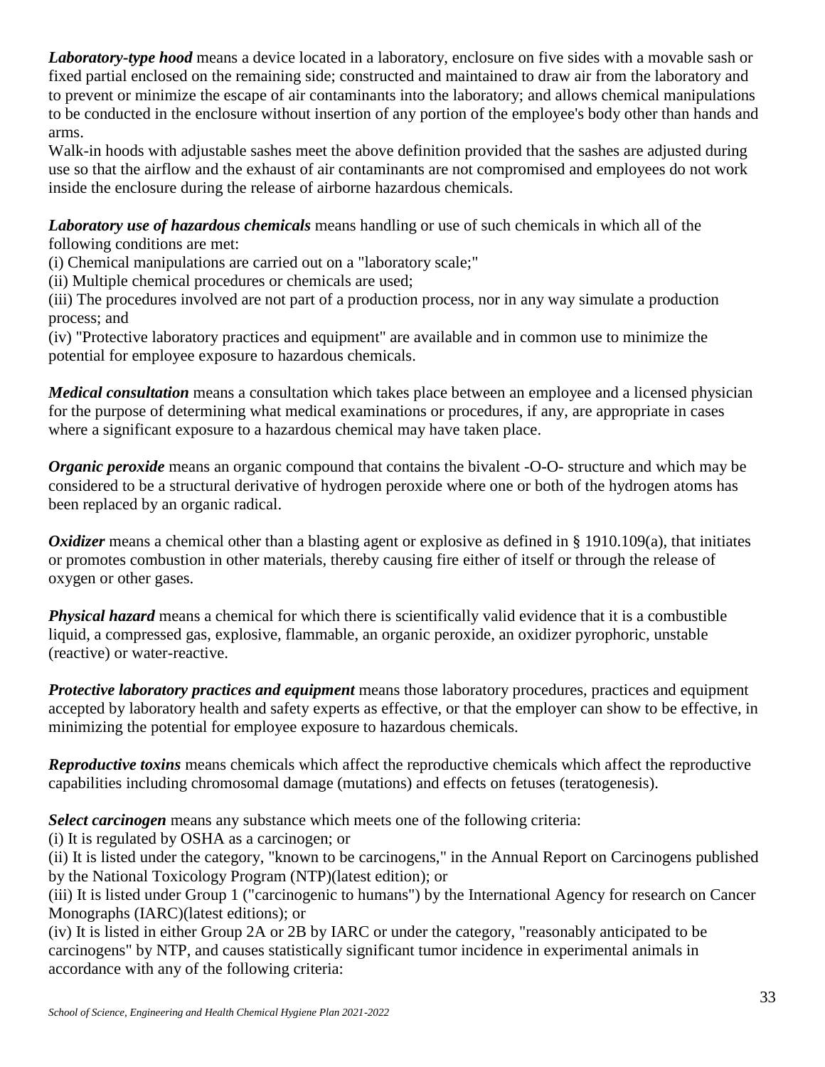***Laboratory-type hood*** means a device located in a laboratory, enclosure on five sides with a movable sash or fixed partial enclosed on the remaining side; constructed and maintained to draw air from the laboratory and to prevent or minimize the escape of air contaminants into the laboratory; and allows chemical manipulations to be conducted in the enclosure without insertion of any portion of the employee's body other than hands and arms.
Walk-in hoods with adjustable sashes meet the above definition provided that the sashes are adjusted during use so that the airflow and the exhaust of air contaminants are not compromised and employees do not work inside the enclosure during the release of airborne hazardous chemicals.

***Laboratory use of hazardous chemicals*** means handling or use of such chemicals in which all of the following conditions are met:
(i) Chemical manipulations are carried out on a "laboratory scale;"
(ii) Multiple chemical procedures or chemicals are used;
(iii) The procedures involved are not part of a production process, nor in any way simulate a production process; and
(iv) "Protective laboratory practices and equipment" are available and in common use to minimize the potential for employee exposure to hazardous chemicals.

***Medical consultation*** means a consultation which takes place between an employee and a licensed physician for the purpose of determining what medical examinations or procedures, if any, are appropriate in cases where a significant exposure to a hazardous chemical may have taken place.

***Organic peroxide*** means an organic compound that contains the bivalent -O-O- structure and which may be considered to be a structural derivative of hydrogen peroxide where one or both of the hydrogen atoms has been replaced by an organic radical.

***Oxidizer*** means a chemical other than a blasting agent or explosive as defined in § 1910.109(a), that initiates or promotes combustion in other materials, thereby causing fire either of itself or through the release of oxygen or other gases.

***Physical hazard*** means a chemical for which there is scientifically valid evidence that it is a combustible liquid, a compressed gas, explosive, flammable, an organic peroxide, an oxidizer pyrophoric, unstable (reactive) or water-reactive.

***Protective laboratory practices and equipment*** means those laboratory procedures, practices and equipment accepted by laboratory health and safety experts as effective, or that the employer can show to be effective, in minimizing the potential for employee exposure to hazardous chemicals.

***Reproductive toxins*** means chemicals which affect the reproductive chemicals which affect the reproductive capabilities including chromosomal damage (mutations) and effects on fetuses (teratogenesis).

***Select carcinogen*** means any substance which meets one of the following criteria:
(i) It is regulated by OSHA as a carcinogen; or
(ii) It is listed under the category, "known to be carcinogens," in the Annual Report on Carcinogens published by the National Toxicology Program (NTP)(latest edition); or
(iii) It is listed under Group 1 ("carcinogenic to humans") by the International Agency for research on Cancer Monographs (IARC)(latest editions); or
(iv) It is listed in either Group 2A or 2B by IARC or under the category, "reasonably anticipated to be carcinogens" by NTP, and causes statistically significant tumor incidence in experimental animals in accordance with any of the following criteria: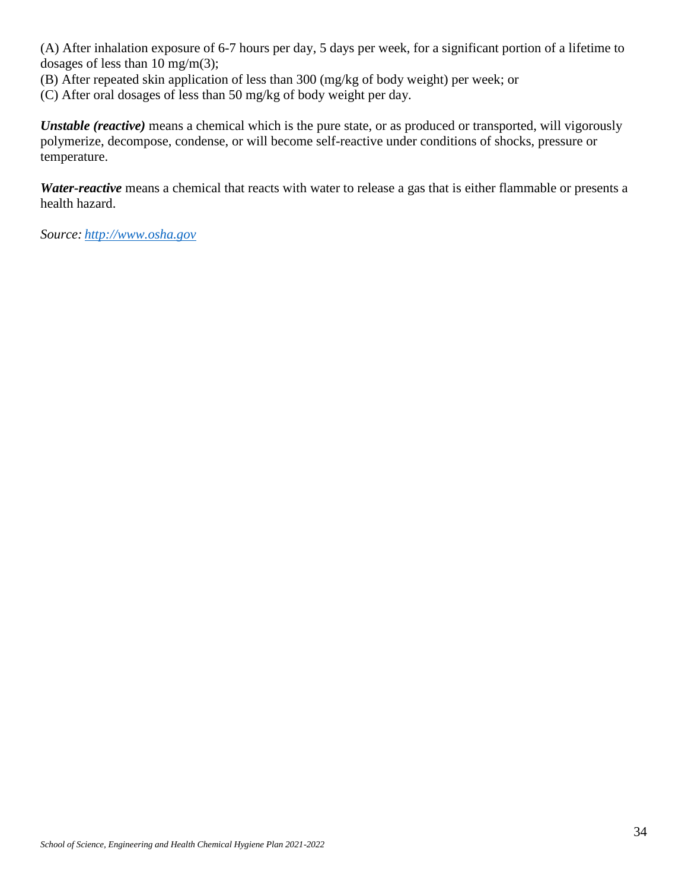(A) After inhalation exposure of 6-7 hours per day, 5 days per week, for a significant portion of a lifetime to dosages of less than 10 mg/m(3);
(B) After repeated skin application of less than 300 (mg/kg of body weight) per week; or
(C) After oral dosages of less than 50 mg/kg of body weight per day.

***Unstable (reactive)*** means a chemical which is the pure state, or as produced or transported, will vigorously polymerize, decompose, condense, or will become self-reactive under conditions of shocks, pressure or temperature.

***Water-reactive*** means a chemical that reacts with water to release a gas that is either flammable or presents a health hazard.

*Source: [http://www.osha.gov](http://www.osha.gov)*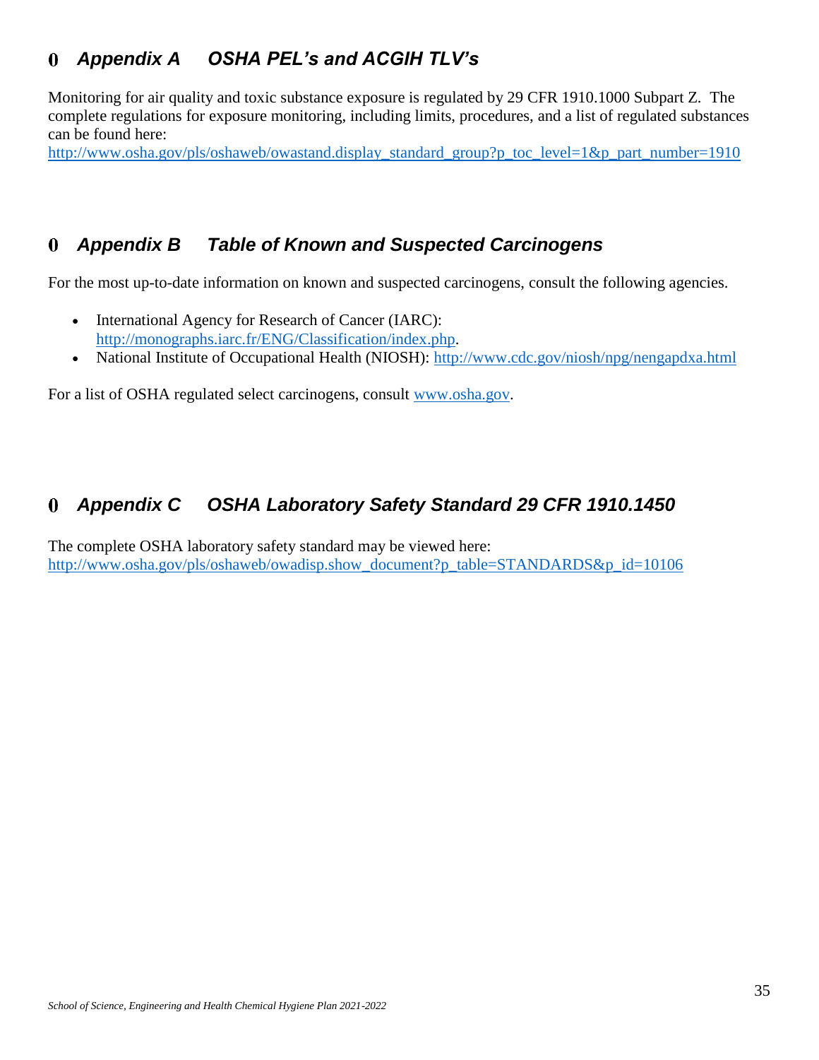## *Appendix A OSHA PEL's and ACGIH TLV's*

Monitoring for air quality and toxic substance exposure is regulated by 29 CFR 1910.1000 Subpart Z. The complete regulations for exposure monitoring, including limits, procedures, and a list of regulated substances can be found here:
http://www.osha.gov/pls/oshaweb/owastand.display_standard_group?p_toc_level=1&p_part_number=1910

## *Appendix B Table of Known and Suspected Carcinogens*

For the most up-to-date information on known and suspected carcinogens, consult the following agencies.

- International Agency for Research of Cancer (IARC): http://monographs.iarc.fr/ENG/Classification/index.php.
- National Institute of Occupational Health (NIOSH): http://www.cdc.gov/niosh/npg/nengapdxa.html

For a list of OSHA regulated select carcinogens, consult www.osha.gov.

## *Appendix C OSHA Laboratory Safety Standard 29 CFR 1910.1450*

The complete OSHA laboratory safety standard may be viewed here:
http://www.osha.gov/pls/oshaweb/owadisp.show_document?p_table=STANDARDS&p_id=10106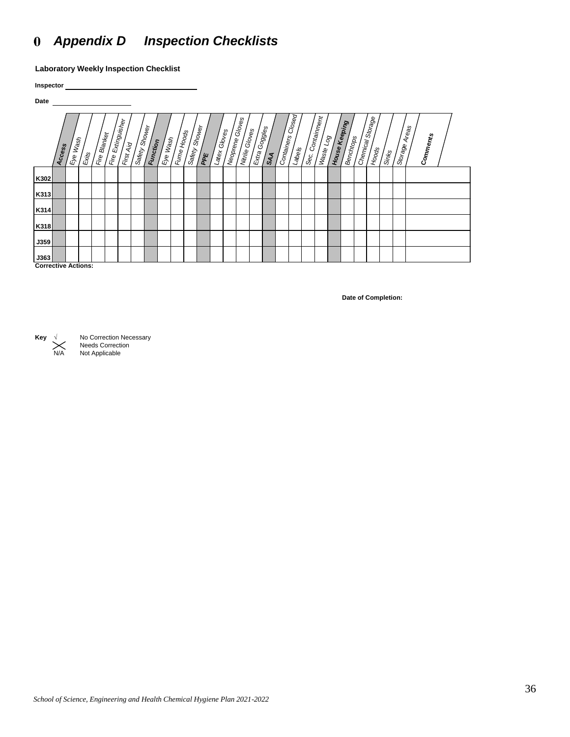# Appendix D Inspection Checklists

**Laboratory Weekly Inspection Checklist**

**Inspector** \_\_\_\_\_\_\_\_\_\_\_\_\_\_\_\_\_\_\_\_\_\_\_\_\_\_\_\_\_\_\_\_

**Date** \_\_\_\_\_\_\_\_\_\_\_\_\_\_\_\_\_\_\_\_

| | **Access** | Eye Wash | Exits | Fire Blanket | Fire Extinguisher | First Aid | Safety Shower | **Function** | Eye Wash | Fume Hoods | Safety Shower | **PPE** | Latex Gloves | Neoprene Gloves | Nitrile Gloves | Extra Goggles | **SAA** | Containers Closed | Labels | Sec. Containment | Waste Log | **House Keeping** | Benchtops | Chemical Storage | Hoods | Sinks | Storage Areas | **Comments** |
|---|---|---|---|---|---|---|---|---|---|---|---|---|---|---|---|---|---|---|---|---|---|---|---|---|---|---|---|---|
| **K302** | | | | | | | | | | | | | | | | | | | | | | | | | | | | |
| **K313** | | | | | | | | | | | | | | | | | | | | | | | | | | | | |
| **K314** | | | | | | | | | | | | | | | | | | | | | | | | | | | | |
| **K318** | | | | | | | | | | | | | | | | | | | | | | | | | | | | |
| **J359** | | | | | | | | | | | | | | | | | | | | | | | | | | | | |
| **J363** | | | | | | | | | | | | | | | | | | | | | | | | | | | | |

**Corrective Actions:**

**Date of Completion:**

**Key**

- √ No Correction Necessary
- X Needs Correction
- N/A Not Applicable

*School of Science, Engineering and Health Chemical Hygiene Plan 2021-2022*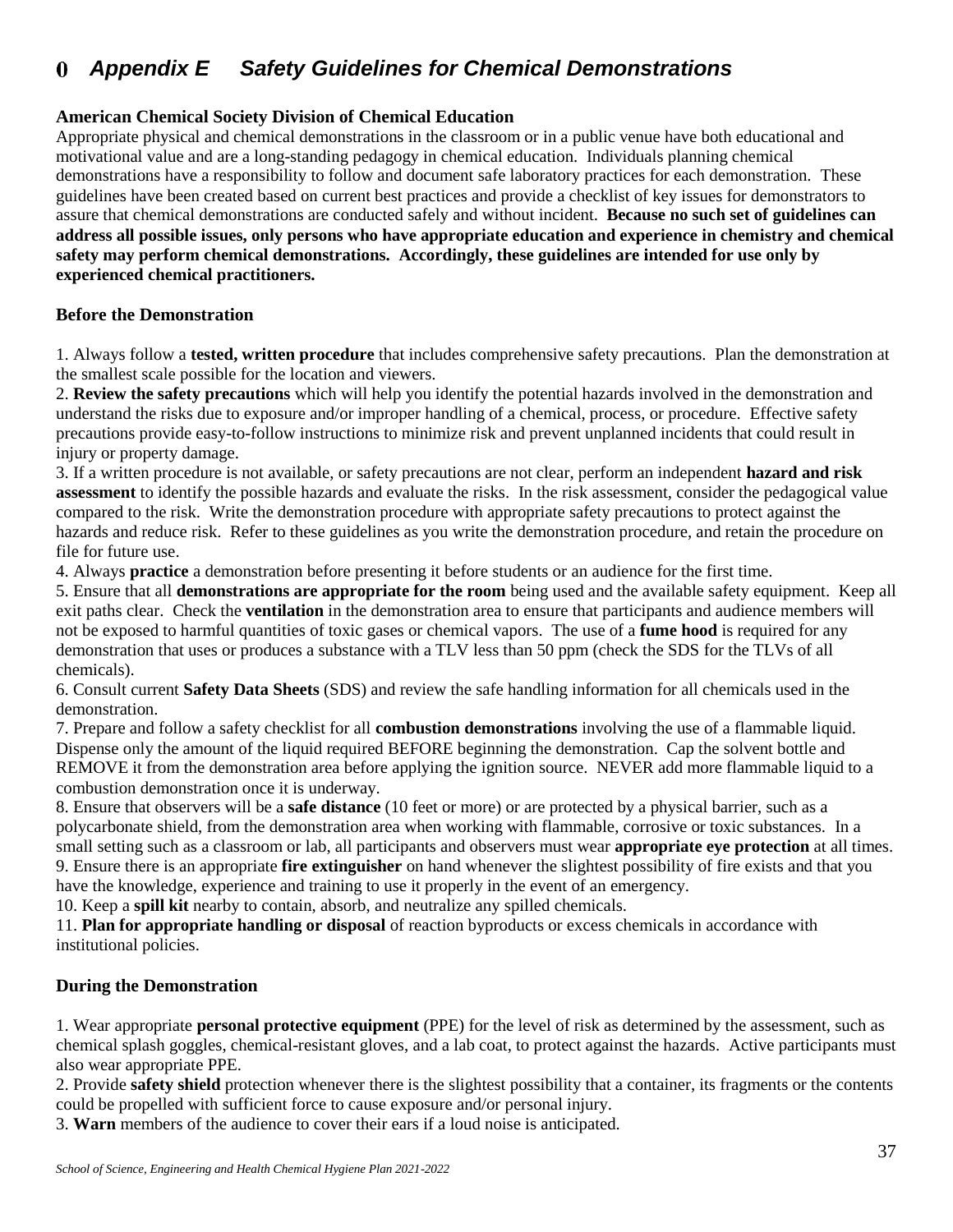# Appendix E Safety Guidelines for Chemical Demonstrations

**American Chemical Society Division of Chemical Education**

Appropriate physical and chemical demonstrations in the classroom or in a public venue have both educational and motivational value and are a long-standing pedagogy in chemical education. Individuals planning chemical demonstrations have a responsibility to follow and document safe laboratory practices for each demonstration. These guidelines have been created based on current best practices and provide a checklist of key issues for demonstrators to assure that chemical demonstrations are conducted safely and without incident. **Because no such set of guidelines can address all possible issues, only persons who have appropriate education and experience in chemistry and chemical safety may perform chemical demonstrations. Accordingly, these guidelines are intended for use only by experienced chemical practitioners.**

**Before the Demonstration**

1. Always follow a **tested, written procedure** that includes comprehensive safety precautions. Plan the demonstration at the smallest scale possible for the location and viewers.
2. **Review the safety precautions** which will help you identify the potential hazards involved in the demonstration and understand the risks due to exposure and/or improper handling of a chemical, process, or procedure. Effective safety precautions provide easy-to-follow instructions to minimize risk and prevent unplanned incidents that could result in injury or property damage.
3. If a written procedure is not available, or safety precautions are not clear, perform an independent **hazard and risk assessment** to identify the possible hazards and evaluate the risks. In the risk assessment, consider the pedagogical value compared to the risk. Write the demonstration procedure with appropriate safety precautions to protect against the hazards and reduce risk. Refer to these guidelines as you write the demonstration procedure, and retain the procedure on file for future use.
4. Always **practice** a demonstration before presenting it before students or an audience for the first time.
5. Ensure that all **demonstrations are appropriate for the room** being used and the available safety equipment. Keep all exit paths clear. Check the **ventilation** in the demonstration area to ensure that participants and audience members will not be exposed to harmful quantities of toxic gases or chemical vapors. The use of a **fume hood** is required for any demonstration that uses or produces a substance with a TLV less than 50 ppm (check the SDS for the TLVs of all chemicals).
6. Consult current **Safety Data Sheets** (SDS) and review the safe handling information for all chemicals used in the demonstration.
7. Prepare and follow a safety checklist for all **combustion demonstrations** involving the use of a flammable liquid. Dispense only the amount of the liquid required BEFORE beginning the demonstration. Cap the solvent bottle and REMOVE it from the demonstration area before applying the ignition source. NEVER add more flammable liquid to a combustion demonstration once it is underway.
8. Ensure that observers will be a **safe distance** (10 feet or more) or are protected by a physical barrier, such as a polycarbonate shield, from the demonstration area when working with flammable, corrosive or toxic substances. In a small setting such as a classroom or lab, all participants and observers must wear **appropriate eye protection** at all times.
9. Ensure there is an appropriate **fire extinguisher** on hand whenever the slightest possibility of fire exists and that you have the knowledge, experience and training to use it properly in the event of an emergency.
10. Keep a **spill kit** nearby to contain, absorb, and neutralize any spilled chemicals.
11. **Plan for appropriate handling or disposal** of reaction byproducts or excess chemicals in accordance with institutional policies.

**During the Demonstration**

1. Wear appropriate **personal protective equipment** (PPE) for the level of risk as determined by the assessment, such as chemical splash goggles, chemical-resistant gloves, and a lab coat, to protect against the hazards. Active participants must also wear appropriate PPE.
2. Provide **safety shield** protection whenever there is the slightest possibility that a container, its fragments or the contents could be propelled with sufficient force to cause exposure and/or personal injury.
3. **Warn** members of the audience to cover their ears if a loud noise is anticipated.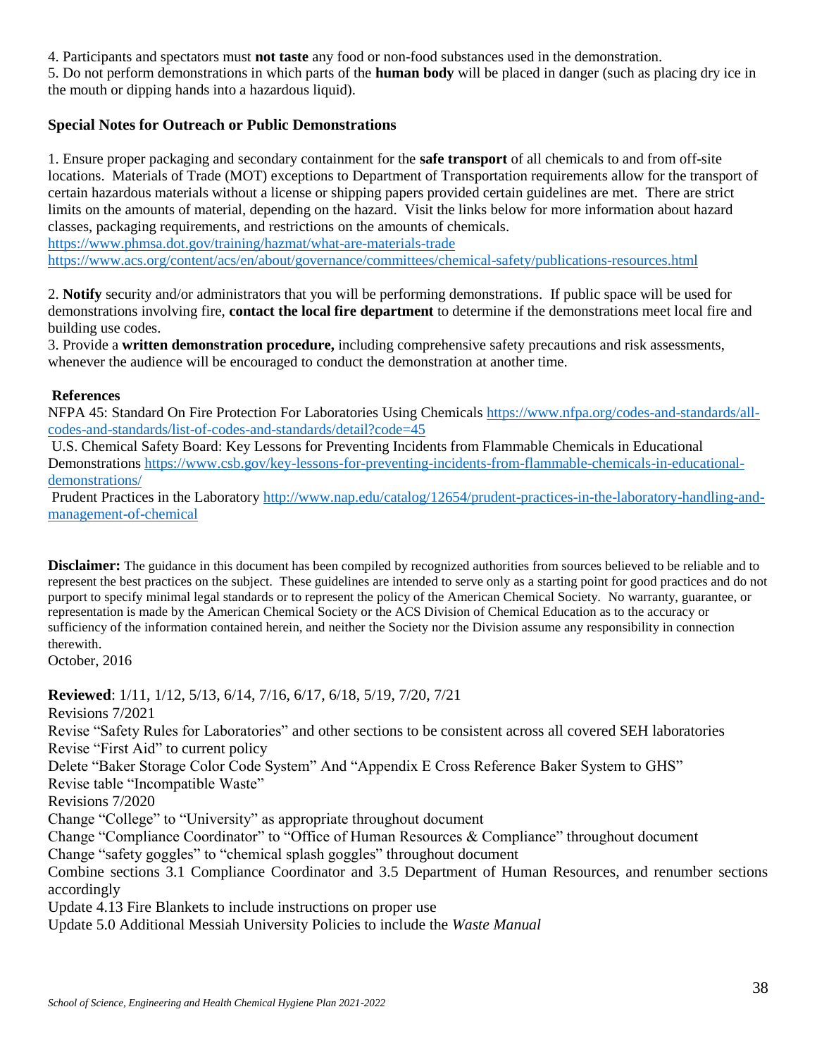4. Participants and spectators must **not taste** any food or non-food substances used in the demonstration.
5. Do not perform demonstrations in which parts of the **human body** will be placed in danger (such as placing dry ice in the mouth or dipping hands into a hazardous liquid).

### Special Notes for Outreach or Public Demonstrations

1. Ensure proper packaging and secondary containment for the **safe transport** of all chemicals to and from off-site locations. Materials of Trade (MOT) exceptions to Department of Transportation requirements allow for the transport of certain hazardous materials without a license or shipping papers provided certain guidelines are met. There are strict limits on the amounts of material, depending on the hazard. Visit the links below for more information about hazard classes, packaging requirements, and restrictions on the amounts of chemicals.
https://www.phmsa.dot.gov/training/hazmat/what-are-materials-trade
https://www.acs.org/content/acs/en/about/governance/committees/chemical-safety/publications-resources.html

2. **Notify** security and/or administrators that you will be performing demonstrations. If public space will be used for demonstrations involving fire, **contact the local fire department** to determine if the demonstrations meet local fire and building use codes.
3. Provide a **written demonstration procedure,** including comprehensive safety precautions and risk assessments, whenever the audience will be encouraged to conduct the demonstration at another time.

### References

NFPA 45: Standard On Fire Protection For Laboratories Using Chemicals https://www.nfpa.org/codes-and-standards/all-codes-and-standards/list-of-codes-and-standards/detail?code=45
U.S. Chemical Safety Board: Key Lessons for Preventing Incidents from Flammable Chemicals in Educational Demonstrations https://www.csb.gov/key-lessons-for-preventing-incidents-from-flammable-chemicals-in-educational-demonstrations/
Prudent Practices in the Laboratory http://www.nap.edu/catalog/12654/prudent-practices-in-the-laboratory-handling-and-management-of-chemical

**Disclaimer:** The guidance in this document has been compiled by recognized authorities from sources believed to be reliable and to represent the best practices on the subject. These guidelines are intended to serve only as a starting point for good practices and do not purport to specify minimal legal standards or to represent the policy of the American Chemical Society. No warranty, guarantee, or representation is made by the American Chemical Society or the ACS Division of Chemical Education as to the accuracy or sufficiency of the information contained herein, and neither the Society nor the Division assume any responsibility in connection therewith.
October, 2016

**Reviewed**: 1/11, 1/12, 5/13, 6/14, 7/16, 6/17, 6/18, 5/19, 7/20, 7/21
Revisions 7/2021
Revise "Safety Rules for Laboratories" and other sections to be consistent across all covered SEH laboratories
Revise "First Aid" to current policy
Delete "Baker Storage Color Code System" And "Appendix E Cross Reference Baker System to GHS"
Revise table "Incompatible Waste"
Revisions 7/2020
Change "College" to "University" as appropriate throughout document
Change "Compliance Coordinator" to "Office of Human Resources & Compliance" throughout document
Change "safety goggles" to "chemical splash goggles" throughout document
Combine sections 3.1 Compliance Coordinator and 3.5 Department of Human Resources, and renumber sections accordingly
Update 4.13 Fire Blankets to include instructions on proper use
Update 5.0 Additional Messiah University Policies to include the *Waste Manual*